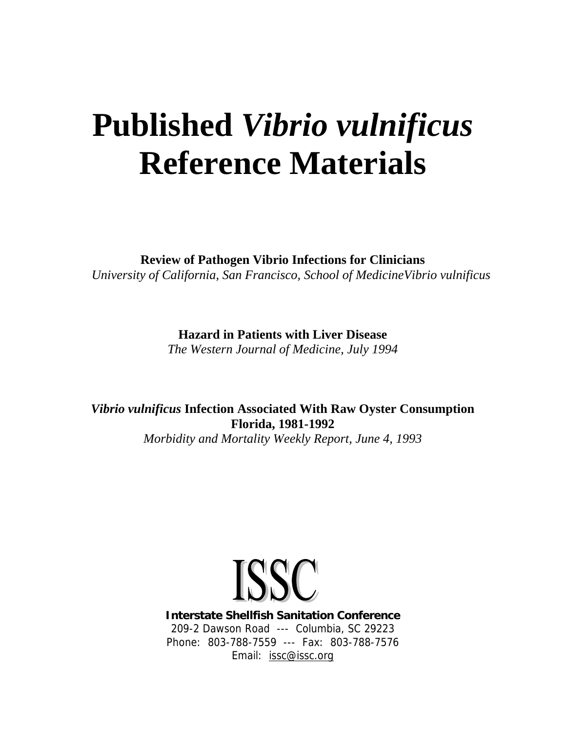# Published *Vibrio vulnificus* Reference Materials

**Review of Pathogen Vibrio Infections for Clinicians**
*University of California, San Francisco, School of MedicineVibrio vulnificus*

**Hazard in Patients with Liver Disease**
*The Western Journal of Medicine, July 1994*

***Vibrio vulnificus* Infection Associated With Raw Oyster Consumption Florida, 1981-1992**
*Morbidity and Mortality Weekly Report, June 4, 1993*

ISSC

**Interstate Shellfish Sanitation Conference**
209-2 Dawson Road --- Columbia, SC 29223
Phone: 803-788-7559 --- Fax: 803-788-7576
Email: issc@issc.org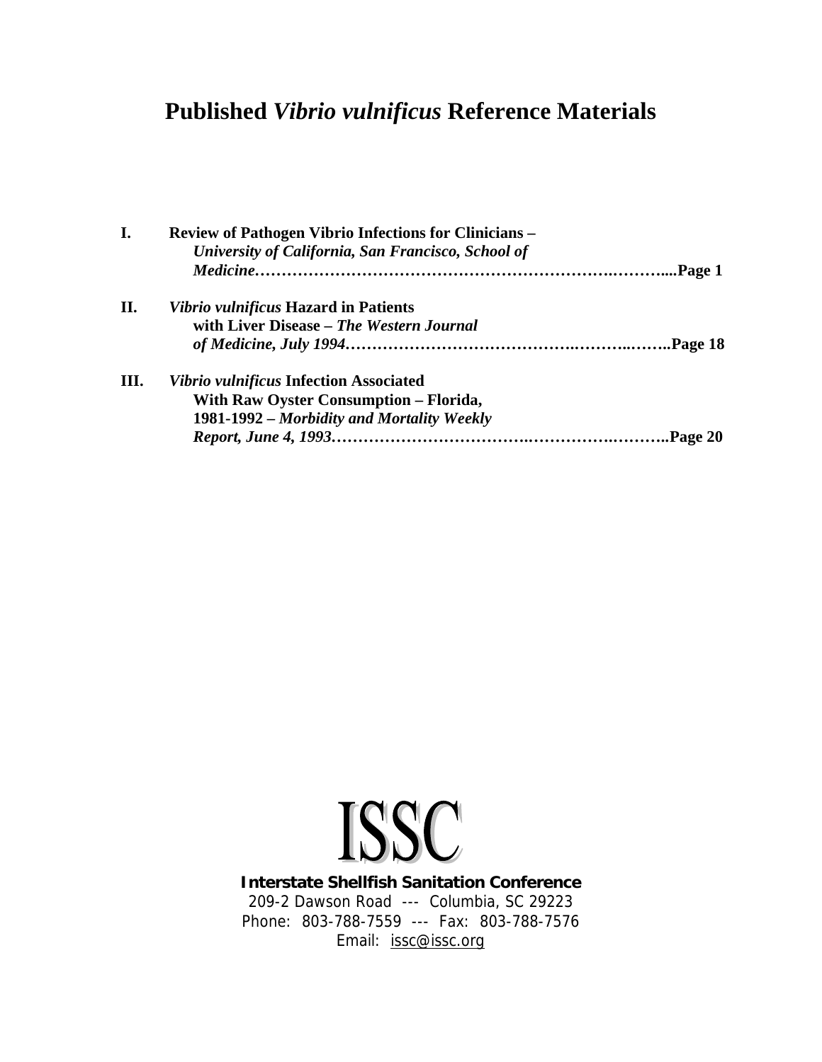# Published *Vibrio vulnificus* Reference Materials

**I. Review of Pathogen Vibrio Infections for Clinicians –** ***University of California, San Francisco, School of Medicine*****……………………………………………………….………....Page 1**

**II. *Vibrio vulnificus* Hazard in Patients with Liver Disease –** ***The Western Journal of Medicine, July 1994*****…………………………………….……..……..Page 18**

**III. *Vibrio vulnificus* Infection Associated With Raw Oyster Consumption – Florida, 1981-1992 –** ***Morbidity and Mortality Weekly Report, June 4, 1993*****…………………………….………….………..Page 20**

ISSC

**Interstate Shellfish Sanitation Conference**
209-2 Dawson Road --- Columbia, SC 29223
Phone: 803-788-7559 --- Fax: 803-788-7576
Email: issc@issc.org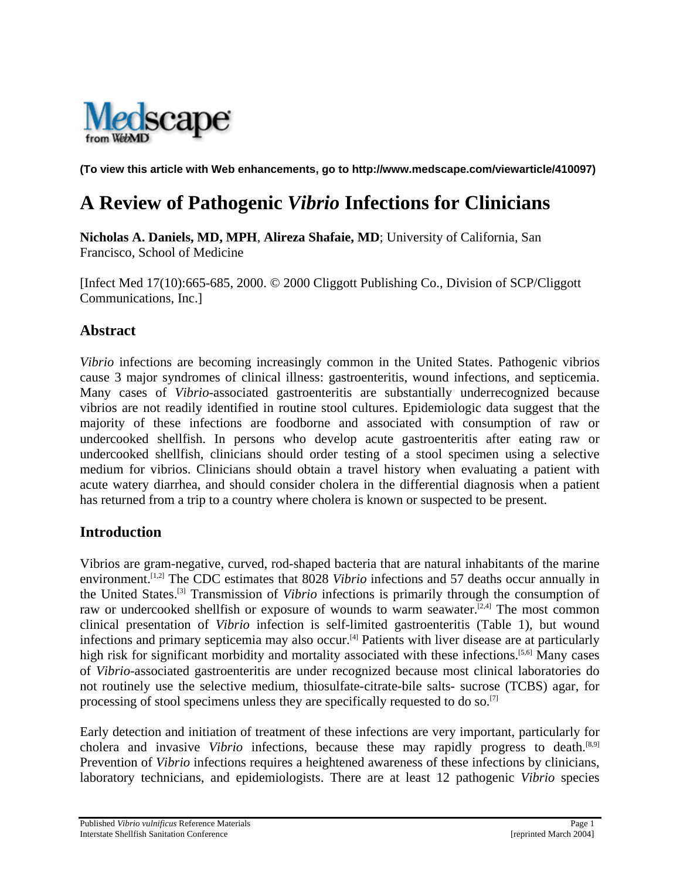(To view this article with Web enhancements, go to http://www.medscape.com/viewarticle/410097)

# A Review of Pathogenic *Vibrio* Infections for Clinicians

**Nicholas A. Daniels, MD, MPH**, **Alireza Shafaie, MD**; University of California, San Francisco, School of Medicine

[Infect Med 17(10):665-685, 2000. © 2000 Cliggott Publishing Co., Division of SCP/Cliggott Communications, Inc.]

## Abstract

*Vibrio* infections are becoming increasingly common in the United States. Pathogenic vibrios cause 3 major syndromes of clinical illness: gastroenteritis, wound infections, and septicemia. Many cases of *Vibrio*-associated gastroenteritis are substantially underrecognized because vibrios are not readily identified in routine stool cultures. Epidemiologic data suggest that the majority of these infections are foodborne and associated with consumption of raw or undercooked shellfish. In persons who develop acute gastroenteritis after eating raw or undercooked shellfish, clinicians should order testing of a stool specimen using a selective medium for vibrios. Clinicians should obtain a travel history when evaluating a patient with acute watery diarrhea, and should consider cholera in the differential diagnosis when a patient has returned from a trip to a country where cholera is known or suspected to be present.

## Introduction

Vibrios are gram-negative, curved, rod-shaped bacteria that are natural inhabitants of the marine environment.[1,2] The CDC estimates that 8028 *Vibrio* infections and 57 deaths occur annually in the United States.[3] Transmission of *Vibrio* infections is primarily through the consumption of raw or undercooked shellfish or exposure of wounds to warm seawater.[2,4] The most common clinical presentation of *Vibrio* infection is self-limited gastroenteritis (Table 1), but wound infections and primary septicemia may also occur.[4] Patients with liver disease are at particularly high risk for significant morbidity and mortality associated with these infections.[5,6] Many cases of *Vibrio*-associated gastroenteritis are under recognized because most clinical laboratories do not routinely use the selective medium, thiosulfate-citrate-bile salts- sucrose (TCBS) agar, for processing of stool specimens unless they are specifically requested to do so.[7]

Early detection and initiation of treatment of these infections are very important, particularly for cholera and invasive *Vibrio* infections, because these may rapidly progress to death.[8,9] Prevention of *Vibrio* infections requires a heightened awareness of these infections by clinicians, laboratory technicians, and epidemiologists. There are at least 12 pathogenic *Vibrio* species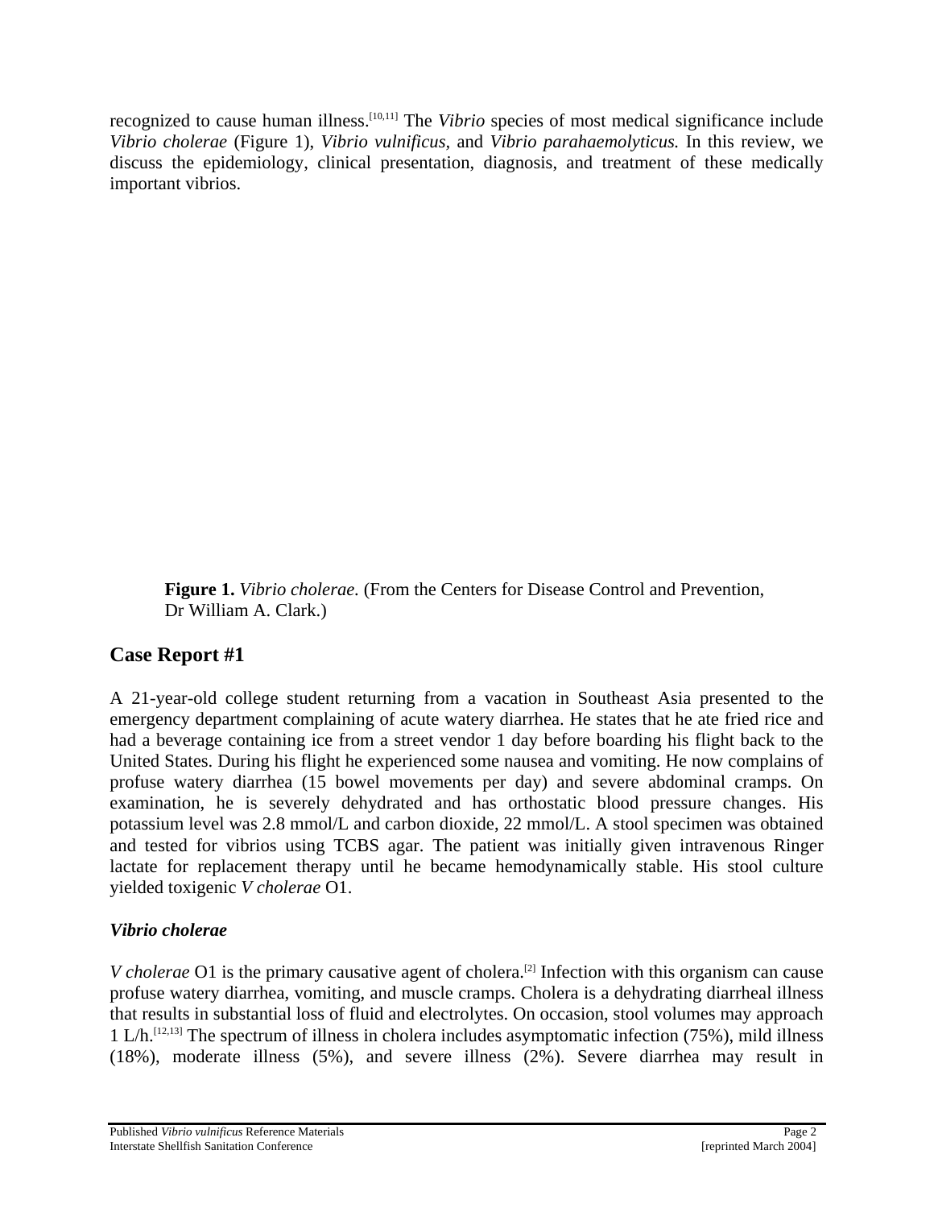recognized to cause human illness.[10,11] The *Vibrio* species of most medical significance include *Vibrio cholerae* (Figure 1), *Vibrio vulnificus,* and *Vibrio parahaemolyticus.* In this review, we discuss the epidemiology, clinical presentation, diagnosis, and treatment of these medically important vibrios.

**Figure 1.** *Vibrio cholerae.* (From the Centers for Disease Control and Prevention, Dr William A. Clark.)

## Case Report #1

A 21-year-old college student returning from a vacation in Southeast Asia presented to the emergency department complaining of acute watery diarrhea. He states that he ate fried rice and had a beverage containing ice from a street vendor 1 day before boarding his flight back to the United States. During his flight he experienced some nausea and vomiting. He now complains of profuse watery diarrhea (15 bowel movements per day) and severe abdominal cramps. On examination, he is severely dehydrated and has orthostatic blood pressure changes. His potassium level was 2.8 mmol/L and carbon dioxide, 22 mmol/L. A stool specimen was obtained and tested for vibrios using TCBS agar. The patient was initially given intravenous Ringer lactate for replacement therapy until he became hemodynamically stable. His stool culture yielded toxigenic *V cholerae* O1.

### *Vibrio cholerae*

*V cholerae* O1 is the primary causative agent of cholera.[2] Infection with this organism can cause profuse watery diarrhea, vomiting, and muscle cramps. Cholera is a dehydrating diarrheal illness that results in substantial loss of fluid and electrolytes. On occasion, stool volumes may approach 1 L/h.[12,13] The spectrum of illness in cholera includes asymptomatic infection (75%), mild illness (18%), moderate illness (5%), and severe illness (2%). Severe diarrhea may result in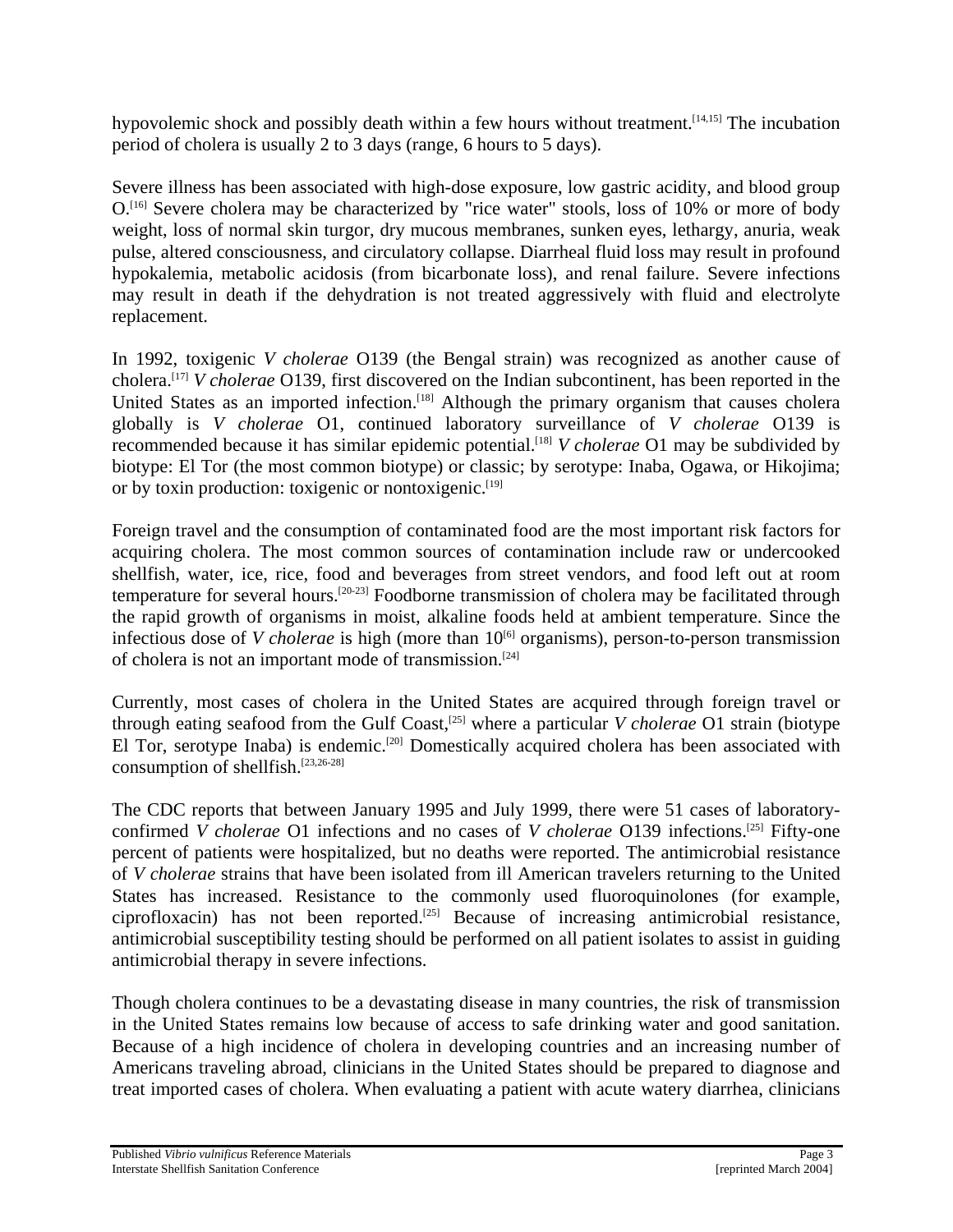hypovolemic shock and possibly death within a few hours without treatment.[14,15] The incubation period of cholera is usually 2 to 3 days (range, 6 hours to 5 days).

Severe illness has been associated with high-dose exposure, low gastric acidity, and blood group O.[16] Severe cholera may be characterized by "rice water" stools, loss of 10% or more of body weight, loss of normal skin turgor, dry mucous membranes, sunken eyes, lethargy, anuria, weak pulse, altered consciousness, and circulatory collapse. Diarrheal fluid loss may result in profound hypokalemia, metabolic acidosis (from bicarbonate loss), and renal failure. Severe infections may result in death if the dehydration is not treated aggressively with fluid and electrolyte replacement.

In 1992, toxigenic *V cholerae* O139 (the Bengal strain) was recognized as another cause of cholera.[17] *V cholerae* O139, first discovered on the Indian subcontinent, has been reported in the United States as an imported infection.[18] Although the primary organism that causes cholera globally is *V cholerae* O1, continued laboratory surveillance of *V cholerae* O139 is recommended because it has similar epidemic potential.[18] *V cholerae* O1 may be subdivided by biotype: El Tor (the most common biotype) or classic; by serotype: Inaba, Ogawa, or Hikojima; or by toxin production: toxigenic or nontoxigenic.[19]

Foreign travel and the consumption of contaminated food are the most important risk factors for acquiring cholera. The most common sources of contamination include raw or undercooked shellfish, water, ice, rice, food and beverages from street vendors, and food left out at room temperature for several hours.[20-23] Foodborne transmission of cholera may be facilitated through the rapid growth of organisms in moist, alkaline foods held at ambient temperature. Since the infectious dose of *V cholerae* is high (more than $10^{6}$ organisms), person-to-person transmission of cholera is not an important mode of transmission.[24]

Currently, most cases of cholera in the United States are acquired through foreign travel or through eating seafood from the Gulf Coast,[25] where a particular *V cholerae* O1 strain (biotype El Tor, serotype Inaba) is endemic.[20] Domestically acquired cholera has been associated with consumption of shellfish.[23,26-28]

The CDC reports that between January 1995 and July 1999, there were 51 cases of laboratory-confirmed *V cholerae* O1 infections and no cases of *V cholerae* O139 infections.[25] Fifty-one percent of patients were hospitalized, but no deaths were reported. The antimicrobial resistance of *V cholerae* strains that have been isolated from ill American travelers returning to the United States has increased. Resistance to the commonly used fluoroquinolones (for example, ciprofloxacin) has not been reported.[25] Because of increasing antimicrobial resistance, antimicrobial susceptibility testing should be performed on all patient isolates to assist in guiding antimicrobial therapy in severe infections.

Though cholera continues to be a devastating disease in many countries, the risk of transmission in the United States remains low because of access to safe drinking water and good sanitation. Because of a high incidence of cholera in developing countries and an increasing number of Americans traveling abroad, clinicians in the United States should be prepared to diagnose and treat imported cases of cholera. When evaluating a patient with acute watery diarrhea, clinicians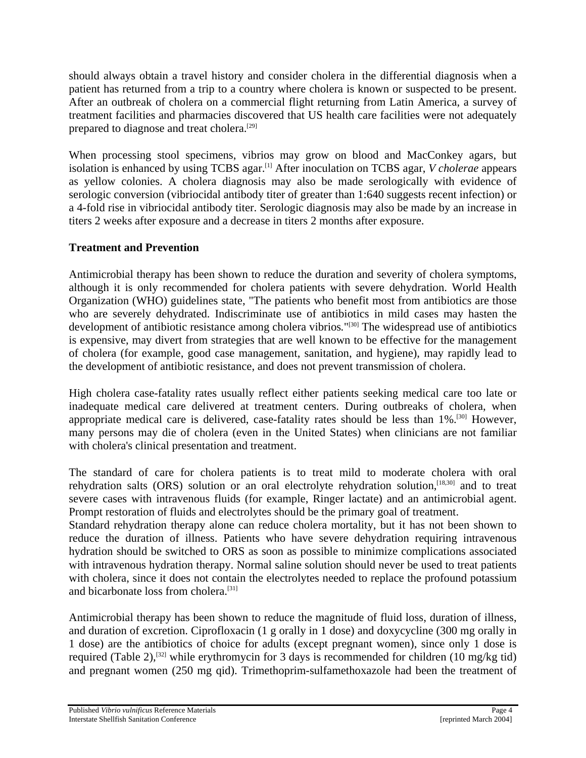should always obtain a travel history and consider cholera in the differential diagnosis when a patient has returned from a trip to a country where cholera is known or suspected to be present. After an outbreak of cholera on a commercial flight returning from Latin America, a survey of treatment facilities and pharmacies discovered that US health care facilities were not adequately prepared to diagnose and treat cholera.[29]

When processing stool specimens, vibrios may grow on blood and MacConkey agars, but isolation is enhanced by using TCBS agar.[1] After inoculation on TCBS agar, *V cholerae* appears as yellow colonies. A cholera diagnosis may also be made serologically with evidence of serologic conversion (vibriocidal antibody titer of greater than 1:640 suggests recent infection) or a 4-fold rise in vibriocidal antibody titer. Serologic diagnosis may also be made by an increase in titers 2 weeks after exposure and a decrease in titers 2 months after exposure.

### Treatment and Prevention

Antimicrobial therapy has been shown to reduce the duration and severity of cholera symptoms, although it is only recommended for cholera patients with severe dehydration. World Health Organization (WHO) guidelines state, "The patients who benefit most from antibiotics are those who are severely dehydrated. Indiscriminate use of antibiotics in mild cases may hasten the development of antibiotic resistance among cholera vibrios."[30] The widespread use of antibiotics is expensive, may divert from strategies that are well known to be effective for the management of cholera (for example, good case management, sanitation, and hygiene), may rapidly lead to the development of antibiotic resistance, and does not prevent transmission of cholera.

High cholera case-fatality rates usually reflect either patients seeking medical care too late or inadequate medical care delivered at treatment centers. During outbreaks of cholera, when appropriate medical care is delivered, case-fatality rates should be less than 1%.[30] However, many persons may die of cholera (even in the United States) when clinicians are not familiar with cholera's clinical presentation and treatment.

The standard of care for cholera patients is to treat mild to moderate cholera with oral rehydration salts (ORS) solution or an oral electrolyte rehydration solution,[18,30] and to treat severe cases with intravenous fluids (for example, Ringer lactate) and an antimicrobial agent. Prompt restoration of fluids and electrolytes should be the primary goal of treatment.

Standard rehydration therapy alone can reduce cholera mortality, but it has not been shown to reduce the duration of illness. Patients who have severe dehydration requiring intravenous hydration should be switched to ORS as soon as possible to minimize complications associated with intravenous hydration therapy. Normal saline solution should never be used to treat patients with cholera, since it does not contain the electrolytes needed to replace the profound potassium and bicarbonate loss from cholera.[31]

Antimicrobial therapy has been shown to reduce the magnitude of fluid loss, duration of illness, and duration of excretion. Ciprofloxacin (1 g orally in 1 dose) and doxycycline (300 mg orally in 1 dose) are the antibiotics of choice for adults (except pregnant women), since only 1 dose is required (Table 2),[32] while erythromycin for 3 days is recommended for children (10 mg/kg tid) and pregnant women (250 mg qid). Trimethoprim-sulfamethoxazole had been the treatment of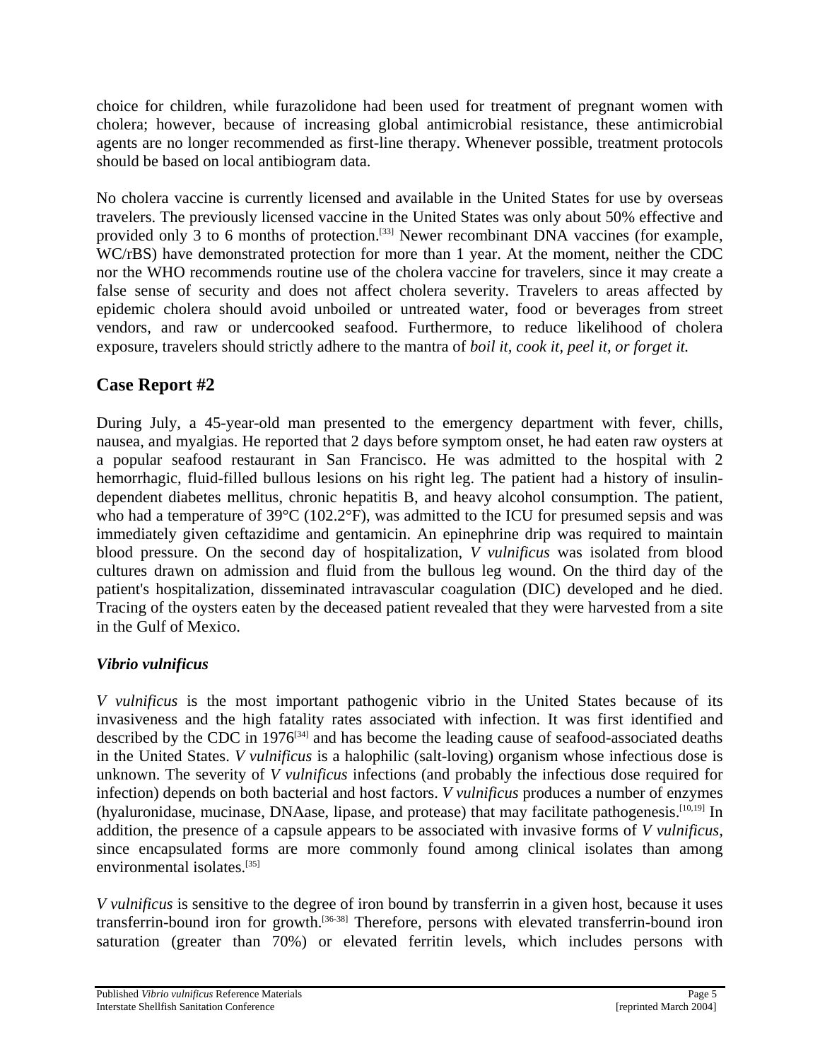choice for children, while furazolidone had been used for treatment of pregnant women with cholera; however, because of increasing global antimicrobial resistance, these antimicrobial agents are no longer recommended as first-line therapy. Whenever possible, treatment protocols should be based on local antibiogram data.

No cholera vaccine is currently licensed and available in the United States for use by overseas travelers. The previously licensed vaccine in the United States was only about 50% effective and provided only 3 to 6 months of protection.[33] Newer recombinant DNA vaccines (for example, WC/rBS) have demonstrated protection for more than 1 year. At the moment, neither the CDC nor the WHO recommends routine use of the cholera vaccine for travelers, since it may create a false sense of security and does not affect cholera severity. Travelers to areas affected by epidemic cholera should avoid unboiled or untreated water, food or beverages from street vendors, and raw or undercooked seafood. Furthermore, to reduce likelihood of cholera exposure, travelers should strictly adhere to the mantra of *boil it, cook it, peel it, or forget it.*

## Case Report #2

During July, a 45-year-old man presented to the emergency department with fever, chills, nausea, and myalgias. He reported that 2 days before symptom onset, he had eaten raw oysters at a popular seafood restaurant in San Francisco. He was admitted to the hospital with 2 hemorrhagic, fluid-filled bullous lesions on his right leg. The patient had a history of insulin-dependent diabetes mellitus, chronic hepatitis B, and heavy alcohol consumption. The patient, who had a temperature of 39°C (102.2°F), was admitted to the ICU for presumed sepsis and was immediately given ceftazidime and gentamicin. An epinephrine drip was required to maintain blood pressure. On the second day of hospitalization, *V vulnificus* was isolated from blood cultures drawn on admission and fluid from the bullous leg wound. On the third day of the patient's hospitalization, disseminated intravascular coagulation (DIC) developed and he died. Tracing of the oysters eaten by the deceased patient revealed that they were harvested from a site in the Gulf of Mexico.

### *Vibrio vulnificus*

*V vulnificus* is the most important pathogenic vibrio in the United States because of its invasiveness and the high fatality rates associated with infection. It was first identified and described by the CDC in 1976[34] and has become the leading cause of seafood-associated deaths in the United States. *V vulnificus* is a halophilic (salt-loving) organism whose infectious dose is unknown. The severity of *V vulnificus* infections (and probably the infectious dose required for infection) depends on both bacterial and host factors. *V vulnificus* produces a number of enzymes (hyaluronidase, mucinase, DNAase, lipase, and protease) that may facilitate pathogenesis.[10,19] In addition, the presence of a capsule appears to be associated with invasive forms of *V vulnificus,* since encapsulated forms are more commonly found among clinical isolates than among environmental isolates.[35]

*V vulnificus* is sensitive to the degree of iron bound by transferrin in a given host, because it uses transferrin-bound iron for growth.[36-38] Therefore, persons with elevated transferrin-bound iron saturation (greater than 70%) or elevated ferritin levels, which includes persons with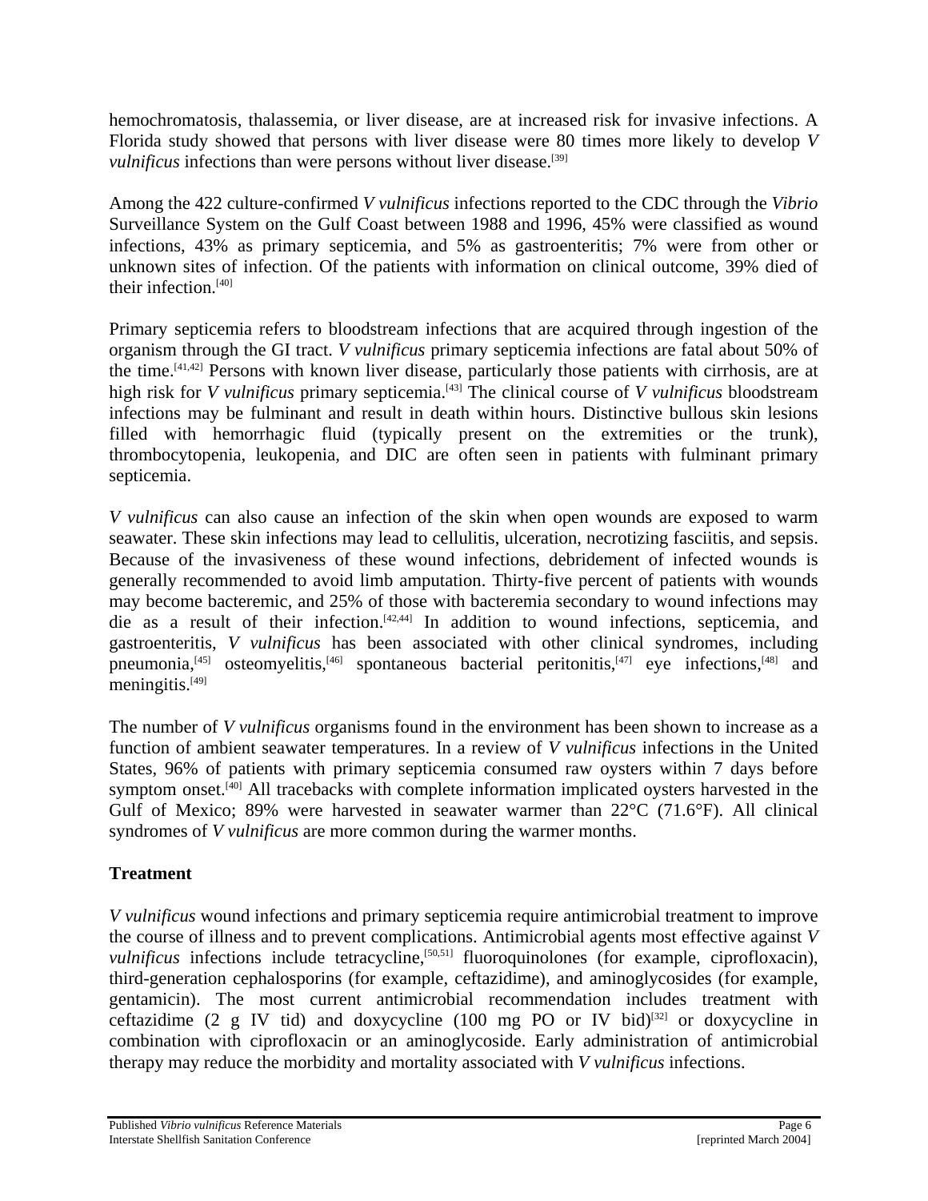hemochromatosis, thalassemia, or liver disease, are at increased risk for invasive infections. A Florida study showed that persons with liver disease were 80 times more likely to develop *V vulnificus* infections than were persons without liver disease.[39]

Among the 422 culture-confirmed *V vulnificus* infections reported to the CDC through the *Vibrio* Surveillance System on the Gulf Coast between 1988 and 1996, 45% were classified as wound infections, 43% as primary septicemia, and 5% as gastroenteritis; 7% were from other or unknown sites of infection. Of the patients with information on clinical outcome, 39% died of their infection.[40]

Primary septicemia refers to bloodstream infections that are acquired through ingestion of the organism through the GI tract. *V vulnificus* primary septicemia infections are fatal about 50% of the time.[41,42] Persons with known liver disease, particularly those patients with cirrhosis, are at high risk for *V vulnificus* primary septicemia.[43] The clinical course of *V vulnificus* bloodstream infections may be fulminant and result in death within hours. Distinctive bullous skin lesions filled with hemorrhagic fluid (typically present on the extremities or the trunk), thrombocytopenia, leukopenia, and DIC are often seen in patients with fulminant primary septicemia.

*V vulnificus* can also cause an infection of the skin when open wounds are exposed to warm seawater. These skin infections may lead to cellulitis, ulceration, necrotizing fasciitis, and sepsis. Because of the invasiveness of these wound infections, debridement of infected wounds is generally recommended to avoid limb amputation. Thirty-five percent of patients with wounds may become bacteremic, and 25% of those with bacteremia secondary to wound infections may die as a result of their infection.[42,44] In addition to wound infections, septicemia, and gastroenteritis, *V vulnificus* has been associated with other clinical syndromes, including pneumonia,[45] osteomyelitis,[46] spontaneous bacterial peritonitis,[47] eye infections,[48] and meningitis.[49]

The number of *V vulnificus* organisms found in the environment has been shown to increase as a function of ambient seawater temperatures. In a review of *V vulnificus* infections in the United States, 96% of patients with primary septicemia consumed raw oysters within 7 days before symptom onset.[40] All tracebacks with complete information implicated oysters harvested in the Gulf of Mexico; 89% were harvested in seawater warmer than 22°C (71.6°F). All clinical syndromes of *V vulnificus* are more common during the warmer months.

## Treatment

*V vulnificus* wound infections and primary septicemia require antimicrobial treatment to improve the course of illness and to prevent complications. Antimicrobial agents most effective against *V vulnificus* infections include tetracycline,[50,51] fluoroquinolones (for example, ciprofloxacin), third-generation cephalosporins (for example, ceftazidime), and aminoglycosides (for example, gentamicin). The most current antimicrobial recommendation includes treatment with ceftazidime (2 g IV tid) and doxycycline (100 mg PO or IV bid)[32] or doxycycline in combination with ciprofloxacin or an aminoglycoside. Early administration of antimicrobial therapy may reduce the morbidity and mortality associated with *V vulnificus* infections.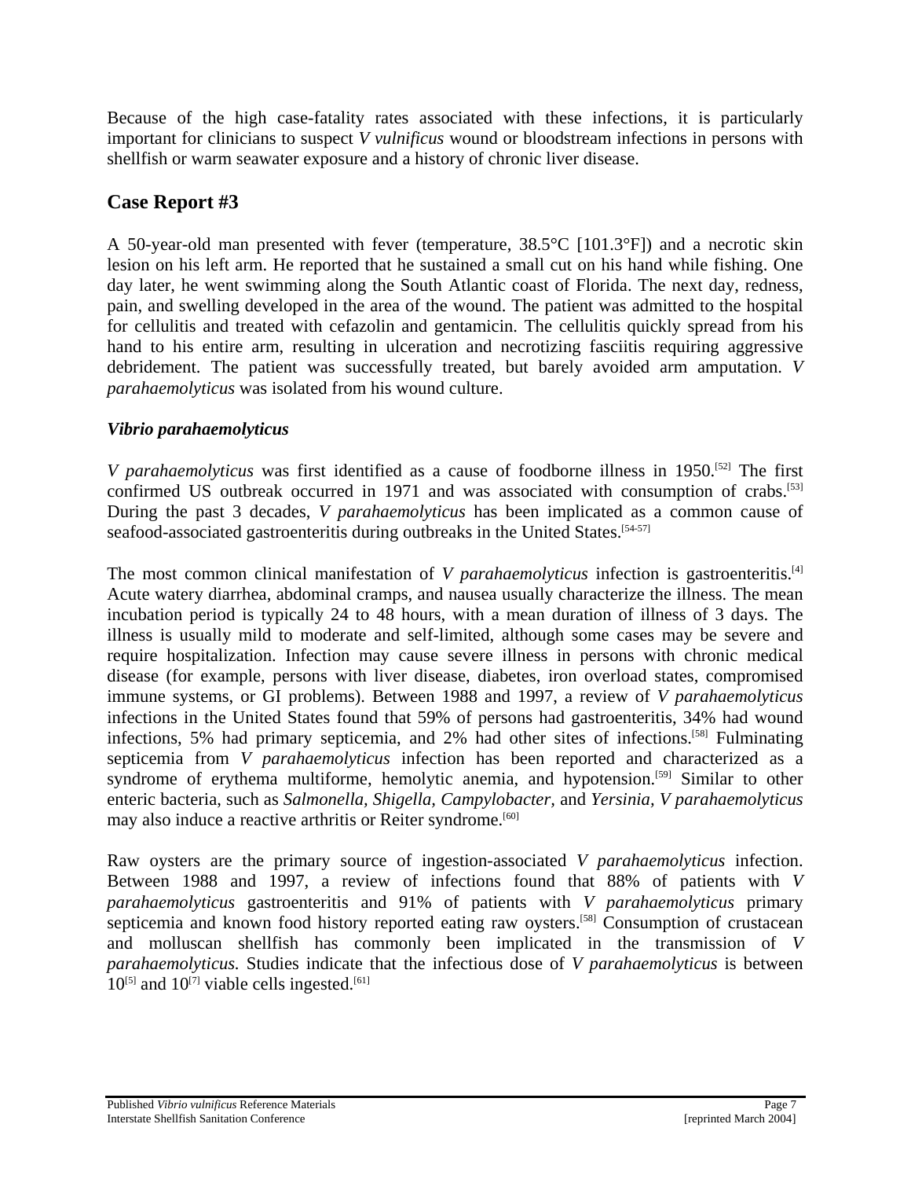Because of the high case-fatality rates associated with these infections, it is particularly important for clinicians to suspect *V vulnificus* wound or bloodstream infections in persons with shellfish or warm seawater exposure and a history of chronic liver disease.

## Case Report #3

A 50-year-old man presented with fever (temperature, 38.5°C [101.3°F]) and a necrotic skin lesion on his left arm. He reported that he sustained a small cut on his hand while fishing. One day later, he went swimming along the South Atlantic coast of Florida. The next day, redness, pain, and swelling developed in the area of the wound. The patient was admitted to the hospital for cellulitis and treated with cefazolin and gentamicin. The cellulitis quickly spread from his hand to his entire arm, resulting in ulceration and necrotizing fasciitis requiring aggressive debridement. The patient was successfully treated, but barely avoided arm amputation. *V parahaemolyticus* was isolated from his wound culture.

### *Vibrio parahaemolyticus*

*V parahaemolyticus* was first identified as a cause of foodborne illness in 1950.[52] The first confirmed US outbreak occurred in 1971 and was associated with consumption of crabs.[53] During the past 3 decades, *V parahaemolyticus* has been implicated as a common cause of seafood-associated gastroenteritis during outbreaks in the United States.[54-57]

The most common clinical manifestation of *V parahaemolyticus* infection is gastroenteritis.[4] Acute watery diarrhea, abdominal cramps, and nausea usually characterize the illness. The mean incubation period is typically 24 to 48 hours, with a mean duration of illness of 3 days. The illness is usually mild to moderate and self-limited, although some cases may be severe and require hospitalization. Infection may cause severe illness in persons with chronic medical disease (for example, persons with liver disease, diabetes, iron overload states, compromised immune systems, or GI problems). Between 1988 and 1997, a review of *V parahaemolyticus* infections in the United States found that 59% of persons had gastroenteritis, 34% had wound infections, 5% had primary septicemia, and 2% had other sites of infections.[58] Fulminating septicemia from *V parahaemolyticus* infection has been reported and characterized as a syndrome of erythema multiforme, hemolytic anemia, and hypotension.[59] Similar to other enteric bacteria, such as *Salmonella, Shigella, Campylobacter,* and *Yersinia, V parahaemolyticus* may also induce a reactive arthritis or Reiter syndrome.[60]

Raw oysters are the primary source of ingestion-associated *V parahaemolyticus* infection. Between 1988 and 1997, a review of infections found that 88% of patients with *V parahaemolyticus* gastroenteritis and 91% of patients with *V parahaemolyticus* primary septicemia and known food history reported eating raw oysters.[58] Consumption of crustacean and molluscan shellfish has commonly been implicated in the transmission of *V parahaemolyticus.* Studies indicate that the infectious dose of *V parahaemolyticus* is between $10^{5}$ and $10^{7}$ viable cells ingested.[61]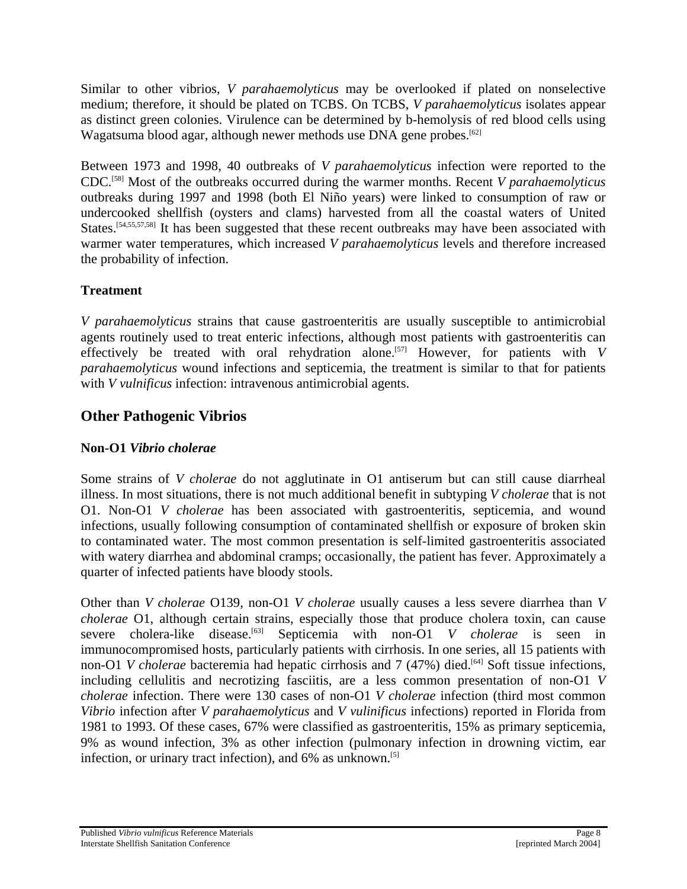Similar to other vibrios, *V parahaemolyticus* may be overlooked if plated on nonselective medium; therefore, it should be plated on TCBS. On TCBS, *V parahaemolyticus* isolates appear as distinct green colonies. Virulence can be determined by b-hemolysis of red blood cells using Wagatsuma blood agar, although newer methods use DNA gene probes.[62]

Between 1973 and 1998, 40 outbreaks of *V parahaemolyticus* infection were reported to the CDC.[58] Most of the outbreaks occurred during the warmer months. Recent *V parahaemolyticus* outbreaks during 1997 and 1998 (both El Niño years) were linked to consumption of raw or undercooked shellfish (oysters and clams) harvested from all the coastal waters of United States.[54,55,57,58] It has been suggested that these recent outbreaks may have been associated with warmer water temperatures, which increased *V parahaemolyticus* levels and therefore increased the probability of infection.

### Treatment

*V parahaemolyticus* strains that cause gastroenteritis are usually susceptible to antimicrobial agents routinely used to treat enteric infections, although most patients with gastroenteritis can effectively be treated with oral rehydration alone.[57] However, for patients with *V parahaemolyticus* wound infections and septicemia, the treatment is similar to that for patients with *V vulnificus* infection: intravenous antimicrobial agents.

## Other Pathogenic Vibrios

### Non-O1 *Vibrio cholerae*

Some strains of *V cholerae* do not agglutinate in O1 antiserum but can still cause diarrheal illness. In most situations, there is not much additional benefit in subtyping *V cholerae* that is not O1. Non-O1 *V cholerae* has been associated with gastroenteritis, septicemia, and wound infections, usually following consumption of contaminated shellfish or exposure of broken skin to contaminated water. The most common presentation is self-limited gastroenteritis associated with watery diarrhea and abdominal cramps; occasionally, the patient has fever. Approximately a quarter of infected patients have bloody stools.

Other than *V cholerae* O139, non-O1 *V cholerae* usually causes a less severe diarrhea than *V cholerae* O1, although certain strains, especially those that produce cholera toxin, can cause severe cholera-like disease.[63] Septicemia with non-O1 *V cholerae* is seen in immunocompromised hosts, particularly patients with cirrhosis. In one series, all 15 patients with non-O1 *V cholerae* bacteremia had hepatic cirrhosis and 7 (47%) died.[64] Soft tissue infections, including cellulitis and necrotizing fasciitis, are a less common presentation of non-O1 *V cholerae* infection. There were 130 cases of non-O1 *V cholerae* infection (third most common *Vibrio* infection after *V parahaemolyticus* and *V vulinificus* infections) reported in Florida from 1981 to 1993. Of these cases, 67% were classified as gastroenteritis, 15% as primary septicemia, 9% as wound infection, 3% as other infection (pulmonary infection in drowning victim, ear infection, or urinary tract infection), and 6% as unknown.[5]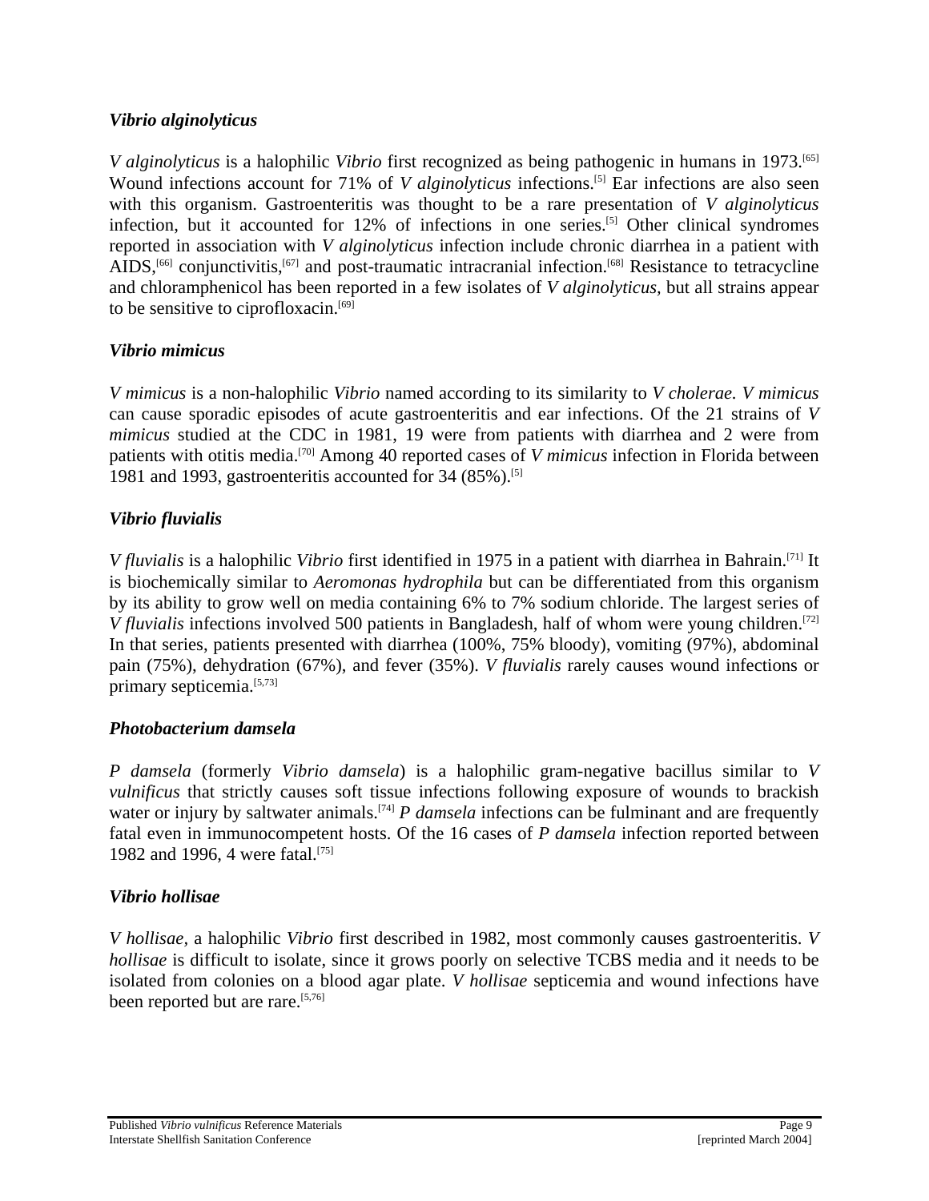### *Vibrio alginolyticus*

*V alginolyticus* is a halophilic *Vibrio* first recognized as being pathogenic in humans in 1973.[65] Wound infections account for 71% of *V alginolyticus* infections.[5] Ear infections are also seen with this organism. Gastroenteritis was thought to be a rare presentation of *V alginolyticus* infection, but it accounted for 12% of infections in one series.[5] Other clinical syndromes reported in association with *V alginolyticus* infection include chronic diarrhea in a patient with AIDS,[66] conjunctivitis,[67] and post-traumatic intracranial infection.[68] Resistance to tetracycline and chloramphenicol has been reported in a few isolates of *V alginolyticus*, but all strains appear to be sensitive to ciprofloxacin.[69]

### *Vibrio mimicus*

*V mimicus* is a non-halophilic *Vibrio* named according to its similarity to *V cholerae. V mimicus* can cause sporadic episodes of acute gastroenteritis and ear infections. Of the 21 strains of *V mimicus* studied at the CDC in 1981, 19 were from patients with diarrhea and 2 were from patients with otitis media.[70] Among 40 reported cases of *V mimicus* infection in Florida between 1981 and 1993, gastroenteritis accounted for 34 (85%).[5]

### *Vibrio fluvialis*

*V fluvialis* is a halophilic *Vibrio* first identified in 1975 in a patient with diarrhea in Bahrain.[71] It is biochemically similar to *Aeromonas hydrophila* but can be differentiated from this organism by its ability to grow well on media containing 6% to 7% sodium chloride. The largest series of *V fluvialis* infections involved 500 patients in Bangladesh, half of whom were young children.[72] In that series, patients presented with diarrhea (100%, 75% bloody), vomiting (97%), abdominal pain (75%), dehydration (67%), and fever (35%). *V fluvialis* rarely causes wound infections or primary septicemia.[5,73]

### *Photobacterium damsela*

*P damsela* (formerly *Vibrio damsela*) is a halophilic gram-negative bacillus similar to *V vulnificus* that strictly causes soft tissue infections following exposure of wounds to brackish water or injury by saltwater animals.[74] *P damsela* infections can be fulminant and are frequently fatal even in immunocompetent hosts. Of the 16 cases of *P damsela* infection reported between 1982 and 1996, 4 were fatal.[75]

### *Vibrio hollisae*

*V hollisae,* a halophilic *Vibrio* first described in 1982, most commonly causes gastroenteritis. *V hollisae* is difficult to isolate, since it grows poorly on selective TCBS media and it needs to be isolated from colonies on a blood agar plate. *V hollisae* septicemia and wound infections have been reported but are rare.[5,76]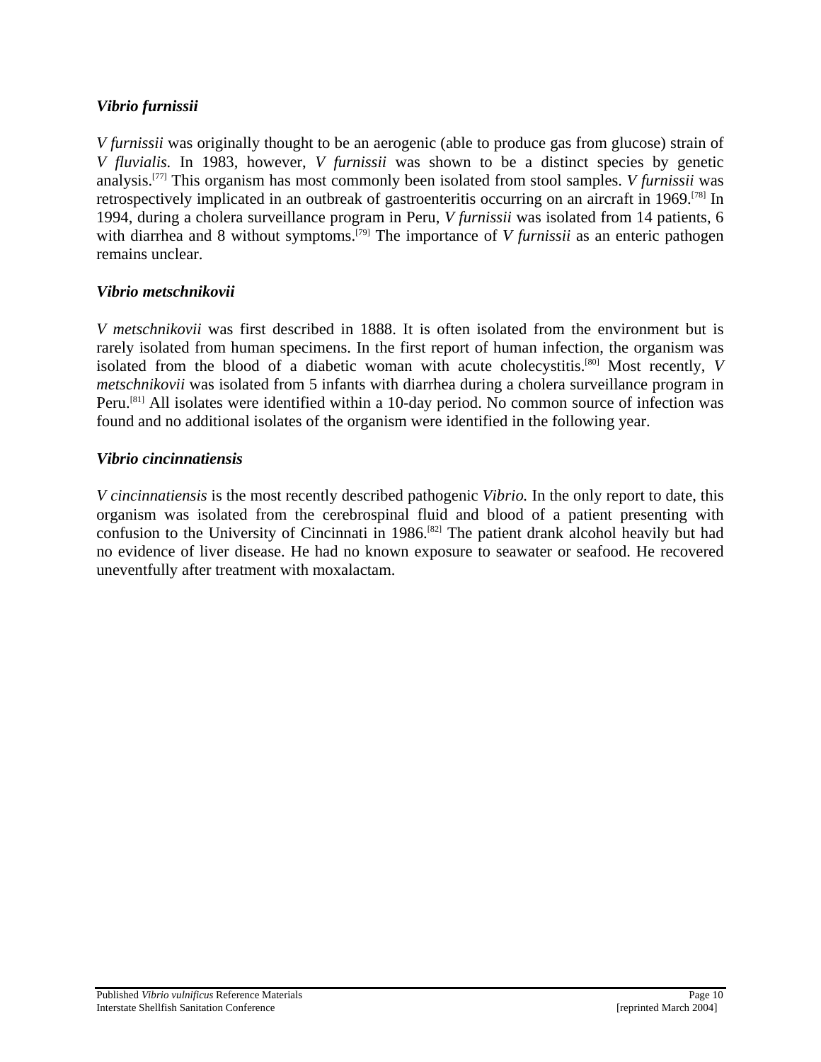### *Vibrio furnissii*

*V furnissii* was originally thought to be an aerogenic (able to produce gas from glucose) strain of *V fluvialis.* In 1983, however, *V furnissii* was shown to be a distinct species by genetic analysis.[77] This organism has most commonly been isolated from stool samples. *V furnissii* was retrospectively implicated in an outbreak of gastroenteritis occurring on an aircraft in 1969.[78] In 1994, during a cholera surveillance program in Peru, *V furnissii* was isolated from 14 patients, 6 with diarrhea and 8 without symptoms.[79] The importance of *V furnissii* as an enteric pathogen remains unclear.

### *Vibrio metschnikovii*

*V metschnikovii* was first described in 1888. It is often isolated from the environment but is rarely isolated from human specimens. In the first report of human infection, the organism was isolated from the blood of a diabetic woman with acute cholecystitis.[80] Most recently, *V metschnikovii* was isolated from 5 infants with diarrhea during a cholera surveillance program in Peru.[81] All isolates were identified within a 10-day period. No common source of infection was found and no additional isolates of the organism were identified in the following year.

### *Vibrio cincinnatiensis*

*V cincinnatiensis* is the most recently described pathogenic *Vibrio.* In the only report to date, this organism was isolated from the cerebrospinal fluid and blood of a patient presenting with confusion to the University of Cincinnati in 1986.[82] The patient drank alcohol heavily but had no evidence of liver disease. He had no known exposure to seawater or seafood. He recovered uneventfully after treatment with moxalactam.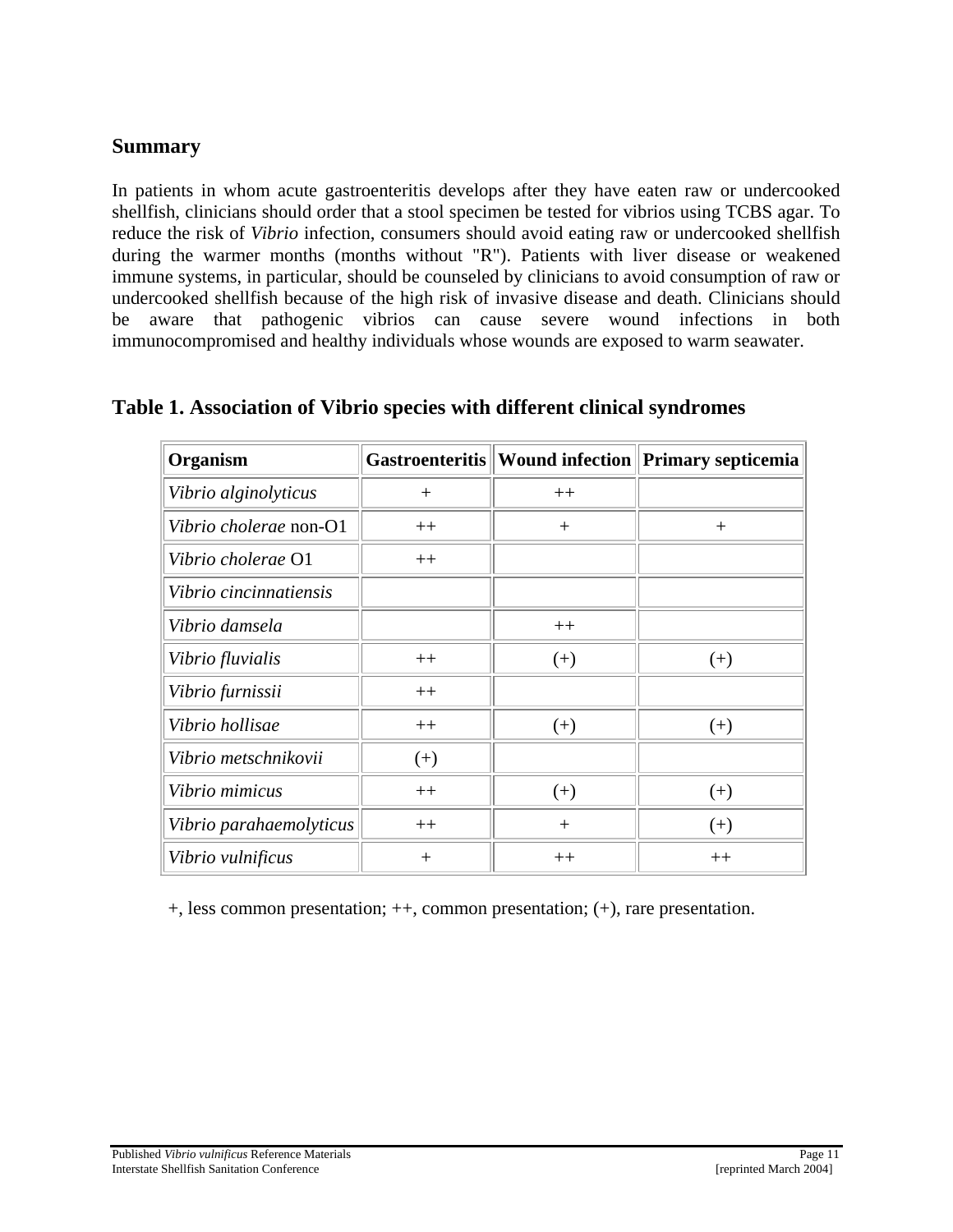## Summary

In patients in whom acute gastroenteritis develops after they have eaten raw or undercooked shellfish, clinicians should order that a stool specimen be tested for vibrios using TCBS agar. To reduce the risk of *Vibrio* infection, consumers should avoid eating raw or undercooked shellfish during the warmer months (months without "R"). Patients with liver disease or weakened immune systems, in particular, should be counseled by clinicians to avoid consumption of raw or undercooked shellfish because of the high risk of invasive disease and death. Clinicians should be aware that pathogenic vibrios can cause severe wound infections in both immunocompromised and healthy individuals whose wounds are exposed to warm seawater.

## Table 1. Association of Vibrio species with different clinical syndromes

| Organism | Gastroenteritis | Wound infection | Primary septicemia |
|---|---|---|---|
| *Vibrio alginolyticus* | + | ++ | |
| *Vibrio cholerae* non-O1 | ++ | + | + |
| *Vibrio cholerae* O1 | ++ | | |
| *Vibrio cincinnatiensis* | | | |
| *Vibrio damsela* | | ++ | |
| *Vibrio fluvialis* | ++ | (+) | (+) |
| *Vibrio furnissii* | ++ | | |
| *Vibrio hollisae* | ++ | (+) | (+) |
| *Vibrio metschnikovii* | (+) | | |
| *Vibrio mimicus* | ++ | (+) | (+) |
| *Vibrio parahaemolyticus* | ++ | + | (+) |
| *Vibrio vulnificus* | + | ++ | ++ |

+, less common presentation; ++, common presentation; (+), rare presentation.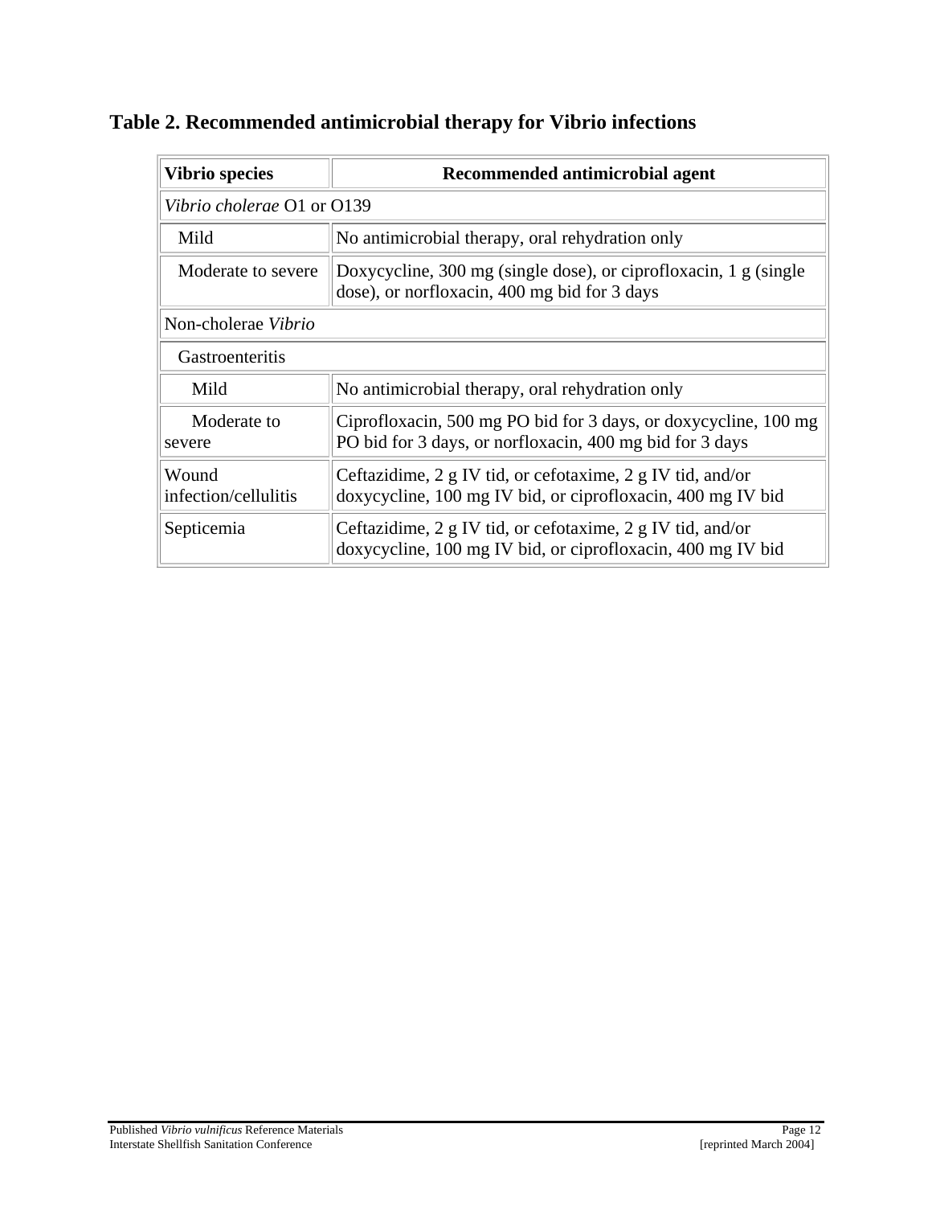### Table 2. Recommended antimicrobial therapy for Vibrio infections

| Vibrio species | Recommended antimicrobial agent |
|---|---|
| *Vibrio cholerae* O1 or O139 | |
| Mild | No antimicrobial therapy, oral rehydration only |
| Moderate to severe | Doxycycline, 300 mg (single dose), or ciprofloxacin, 1 g (single dose), or norfloxacin, 400 mg bid for 3 days |
| Non-cholerae *Vibrio* | |
| Gastroenteritis | |
| Mild | No antimicrobial therapy, oral rehydration only |
| Moderate to severe | Ciprofloxacin, 500 mg PO bid for 3 days, or doxycycline, 100 mg PO bid for 3 days, or norfloxacin, 400 mg bid for 3 days |
| Wound infection/cellulitis | Ceftazidime, 2 g IV tid, or cefotaxime, 2 g IV tid, and/or doxycycline, 100 mg IV bid, or ciprofloxacin, 400 mg IV bid |
| Septicemia | Ceftazidime, 2 g IV tid, or cefotaxime, 2 g IV tid, and/or doxycycline, 100 mg IV bid, or ciprofloxacin, 400 mg IV bid |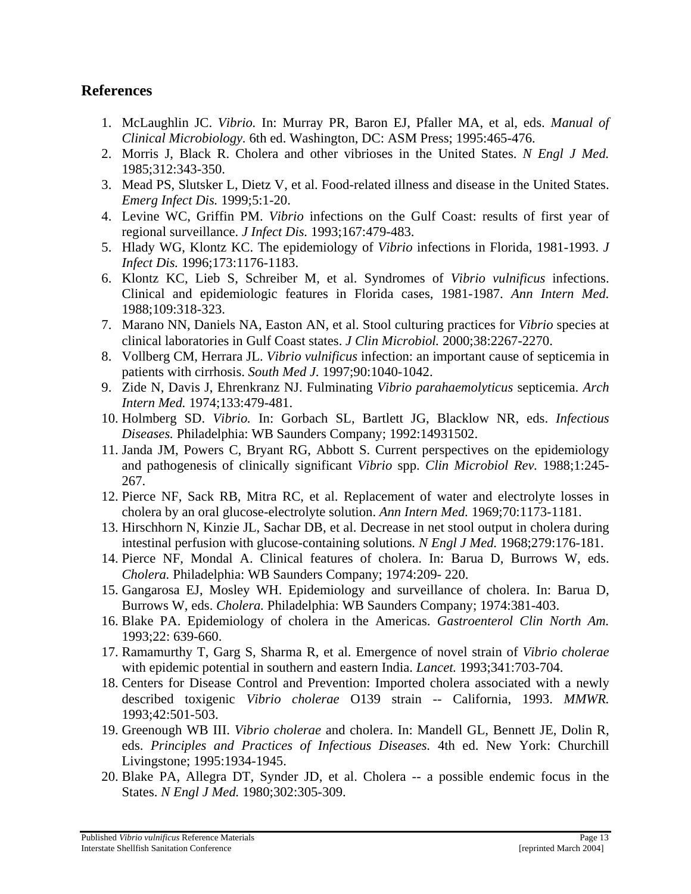## References

1. McLaughlin JC. *Vibrio.* In: Murray PR, Baron EJ, Pfaller MA, et al, eds. *Manual of Clinical Microbiology.* 6th ed. Washington, DC: ASM Press; 1995:465-476.
2. Morris J, Black R. Cholera and other vibrioses in the United States. *N Engl J Med.* 1985;312:343-350.
3. Mead PS, Slutsker L, Dietz V, et al. Food-related illness and disease in the United States. *Emerg Infect Dis.* 1999;5:1-20.
4. Levine WC, Griffin PM. *Vibrio* infections on the Gulf Coast: results of first year of regional surveillance. *J Infect Dis.* 1993;167:479-483.
5. Hlady WG, Klontz KC. The epidemiology of *Vibrio* infections in Florida, 1981-1993. *J Infect Dis.* 1996;173:1176-1183.
6. Klontz KC, Lieb S, Schreiber M, et al. Syndromes of *Vibrio vulnificus* infections. Clinical and epidemiologic features in Florida cases, 1981-1987. *Ann Intern Med.* 1988;109:318-323.
7. Marano NN, Daniels NA, Easton AN, et al. Stool culturing practices for *Vibrio* species at clinical laboratories in Gulf Coast states. *J Clin Microbiol.* 2000;38:2267-2270.
8. Vollberg CM, Herrara JL. *Vibrio vulnificus* infection: an important cause of septicemia in patients with cirrhosis. *South Med J.* 1997;90:1040-1042.
9. Zide N, Davis J, Ehrenkranz NJ. Fulminating *Vibrio parahaemolyticus* septicemia. *Arch Intern Med.* 1974;133:479-481.
10. Holmberg SD. *Vibrio.* In: Gorbach SL, Bartlett JG, Blacklow NR, eds. *Infectious Diseases.* Philadelphia: WB Saunders Company; 1992:14931502.
11. Janda JM, Powers C, Bryant RG, Abbott S. Current perspectives on the epidemiology and pathogenesis of clinically significant *Vibrio* spp. *Clin Microbiol Rev.* 1988;1:245-267.
12. Pierce NF, Sack RB, Mitra RC, et al. Replacement of water and electrolyte losses in cholera by an oral glucose-electrolyte solution. *Ann Intern Med.* 1969;70:1173-1181.
13. Hirschhorn N, Kinzie JL, Sachar DB, et al. Decrease in net stool output in cholera during intestinal perfusion with glucose-containing solutions. *N Engl J Med.* 1968;279:176-181.
14. Pierce NF, Mondal A. Clinical features of cholera. In: Barua D, Burrows W, eds. *Cholera.* Philadelphia: WB Saunders Company; 1974:209- 220.
15. Gangarosa EJ, Mosley WH. Epidemiology and surveillance of cholera. In: Barua D, Burrows W, eds. *Cholera.* Philadelphia: WB Saunders Company; 1974:381-403.
16. Blake PA. Epidemiology of cholera in the Americas. *Gastroenterol Clin North Am.* 1993;22: 639-660.
17. Ramamurthy T, Garg S, Sharma R, et al. Emergence of novel strain of *Vibrio cholerae* with epidemic potential in southern and eastern India. *Lancet.* 1993;341:703-704.
18. Centers for Disease Control and Prevention: Imported cholera associated with a newly described toxigenic *Vibrio cholerae* O139 strain -- California, 1993. *MMWR.* 1993;42:501-503.
19. Greenough WB III. *Vibrio cholerae* and cholera. In: Mandell GL, Bennett JE, Dolin R, eds. *Principles and Practices of Infectious Diseases.* 4th ed. New York: Churchill Livingstone; 1995:1934-1945.
20. Blake PA, Allegra DT, Synder JD, et al. Cholera -- a possible endemic focus in the States. *N Engl J Med.* 1980;302:305-309.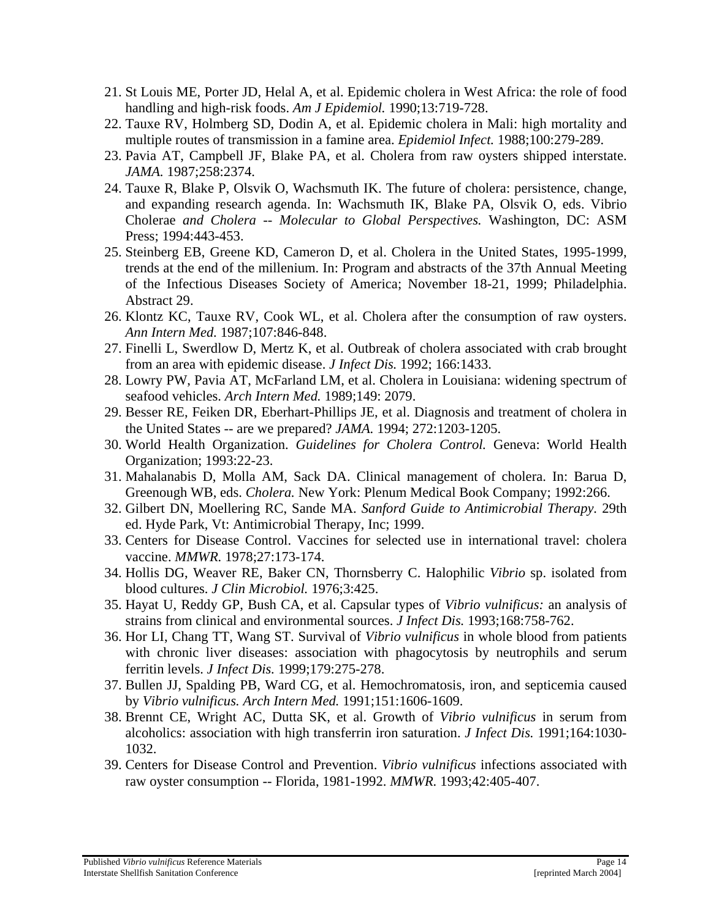21. St Louis ME, Porter JD, Helal A, et al. Epidemic cholera in West Africa: the role of food handling and high-risk foods. *Am J Epidemiol.* 1990;13:719-728.
22. Tauxe RV, Holmberg SD, Dodin A, et al. Epidemic cholera in Mali: high mortality and multiple routes of transmission in a famine area. *Epidemiol Infect.* 1988;100:279-289.
23. Pavia AT, Campbell JF, Blake PA, et al. Cholera from raw oysters shipped interstate. *JAMA.* 1987;258:2374.
24. Tauxe R, Blake P, Olsvik O, Wachsmuth IK. The future of cholera: persistence, change, and expanding research agenda. In: Wachsmuth IK, Blake PA, Olsvik O, eds. Vibrio Cholerae *and Cholera -- Molecular to Global Perspectives.* Washington, DC: ASM Press; 1994:443-453.
25. Steinberg EB, Greene KD, Cameron D, et al. Cholera in the United States, 1995-1999, trends at the end of the millenium. In: Program and abstracts of the 37th Annual Meeting of the Infectious Diseases Society of America; November 18-21, 1999; Philadelphia. Abstract 29.
26. Klontz KC, Tauxe RV, Cook WL, et al. Cholera after the consumption of raw oysters. *Ann Intern Med.* 1987;107:846-848.
27. Finelli L, Swerdlow D, Mertz K, et al. Outbreak of cholera associated with crab brought from an area with epidemic disease. *J Infect Dis.* 1992; 166:1433.
28. Lowry PW, Pavia AT, McFarland LM, et al. Cholera in Louisiana: widening spectrum of seafood vehicles. *Arch Intern Med.* 1989;149: 2079.
29. Besser RE, Feiken DR, Eberhart-Phillips JE, et al. Diagnosis and treatment of cholera in the United States -- are we prepared? *JAMA.* 1994; 272:1203-1205.
30. World Health Organization. *Guidelines for Cholera Control.* Geneva: World Health Organization; 1993:22-23.
31. Mahalanabis D, Molla AM, Sack DA. Clinical management of cholera. In: Barua D, Greenough WB, eds. *Cholera.* New York: Plenum Medical Book Company; 1992:266.
32. Gilbert DN, Moellering RC, Sande MA. *Sanford Guide to Antimicrobial Therapy.* 29th ed. Hyde Park, Vt: Antimicrobial Therapy, Inc; 1999.
33. Centers for Disease Control. Vaccines for selected use in international travel: cholera vaccine. *MMWR.* 1978;27:173-174.
34. Hollis DG, Weaver RE, Baker CN, Thornsberry C. Halophilic *Vibrio* sp. isolated from blood cultures. *J Clin Microbiol.* 1976;3:425.
35. Hayat U, Reddy GP, Bush CA, et al. Capsular types of *Vibrio vulnificus:* an analysis of strains from clinical and environmental sources. *J Infect Dis.* 1993;168:758-762.
36. Hor LI, Chang TT, Wang ST. Survival of *Vibrio vulnificus* in whole blood from patients with chronic liver diseases: association with phagocytosis by neutrophils and serum ferritin levels. *J Infect Dis.* 1999;179:275-278.
37. Bullen JJ, Spalding PB, Ward CG, et al. Hemochromatosis, iron, and septicemia caused by *Vibrio vulnificus. Arch Intern Med.* 1991;151:1606-1609.
38. Brennt CE, Wright AC, Dutta SK, et al. Growth of *Vibrio vulnificus* in serum from alcoholics: association with high transferrin iron saturation. *J Infect Dis.* 1991;164:1030-1032.
39. Centers for Disease Control and Prevention. *Vibrio vulnificus* infections associated with raw oyster consumption -- Florida, 1981-1992. *MMWR.* 1993;42:405-407.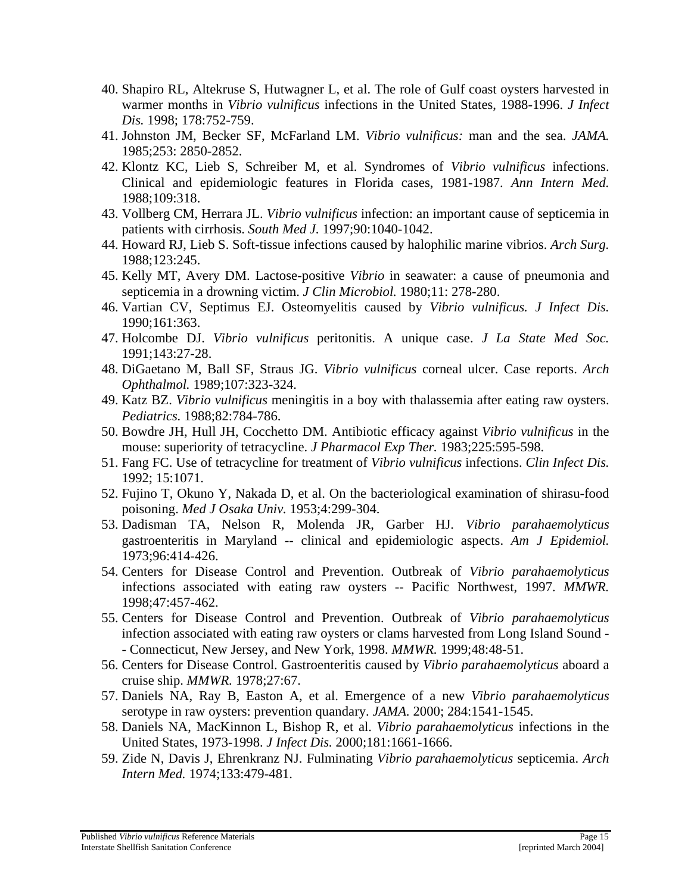40. Shapiro RL, Altekruse S, Hutwagner L, et al. The role of Gulf coast oysters harvested in warmer months in *Vibrio vulnificus* infections in the United States, 1988-1996. *J Infect Dis.* 1998; 178:752-759.
41. Johnston JM, Becker SF, McFarland LM. *Vibrio vulnificus:* man and the sea. *JAMA.* 1985;253: 2850-2852.
42. Klontz KC, Lieb S, Schreiber M, et al. Syndromes of *Vibrio vulnificus* infections. Clinical and epidemiologic features in Florida cases, 1981-1987. *Ann Intern Med.* 1988;109:318.
43. Vollberg CM, Herrara JL. *Vibrio vulnificus* infection: an important cause of septicemia in patients with cirrhosis. *South Med J.* 1997;90:1040-1042.
44. Howard RJ, Lieb S. Soft-tissue infections caused by halophilic marine vibrios. *Arch Surg.* 1988;123:245.
45. Kelly MT, Avery DM. Lactose-positive *Vibrio* in seawater: a cause of pneumonia and septicemia in a drowning victim. *J Clin Microbiol.* 1980;11: 278-280.
46. Vartian CV, Septimus EJ. Osteomyelitis caused by *Vibrio vulnificus. J Infect Dis.* 1990;161:363.
47. Holcombe DJ. *Vibrio vulnificus* peritonitis. A unique case. *J La State Med Soc.* 1991;143:27-28.
48. DiGaetano M, Ball SF, Straus JG. *Vibrio vulnificus* corneal ulcer. Case reports. *Arch Ophthalmol.* 1989;107:323-324.
49. Katz BZ. *Vibrio vulnificus* meningitis in a boy with thalassemia after eating raw oysters. *Pediatrics.* 1988;82:784-786.
50. Bowdre JH, Hull JH, Cocchetto DM. Antibiotic efficacy against *Vibrio vulnificus* in the mouse: superiority of tetracycline. *J Pharmacol Exp Ther.* 1983;225:595-598.
51. Fang FC. Use of tetracycline for treatment of *Vibrio vulnificus* infections. *Clin Infect Dis.* 1992; 15:1071.
52. Fujino T, Okuno Y, Nakada D, et al. On the bacteriological examination of shirasu-food poisoning. *Med J Osaka Univ.* 1953;4:299-304.
53. Dadisman TA, Nelson R, Molenda JR, Garber HJ. *Vibrio parahaemolyticus* gastroenteritis in Maryland -- clinical and epidemiologic aspects. *Am J Epidemiol.* 1973;96:414-426.
54. Centers for Disease Control and Prevention. Outbreak of *Vibrio parahaemolyticus* infections associated with eating raw oysters -- Pacific Northwest, 1997. *MMWR.* 1998;47:457-462.
55. Centers for Disease Control and Prevention. Outbreak of *Vibrio parahaemolyticus* infection associated with eating raw oysters or clams harvested from Long Island Sound -- Connecticut, New Jersey, and New York, 1998. *MMWR.* 1999;48:48-51.
56. Centers for Disease Control. Gastroenteritis caused by *Vibrio parahaemolyticus* aboard a cruise ship. *MMWR.* 1978;27:67.
57. Daniels NA, Ray B, Easton A, et al. Emergence of a new *Vibrio parahaemolyticus* serotype in raw oysters: prevention quandary. *JAMA.* 2000; 284:1541-1545.
58. Daniels NA, MacKinnon L, Bishop R, et al. *Vibrio parahaemolyticus* infections in the United States, 1973-1998. *J Infect Dis.* 2000;181:1661-1666.
59. Zide N, Davis J, Ehrenkranz NJ. Fulminating *Vibrio parahaemolyticus* septicemia. *Arch Intern Med.* 1974;133:479-481.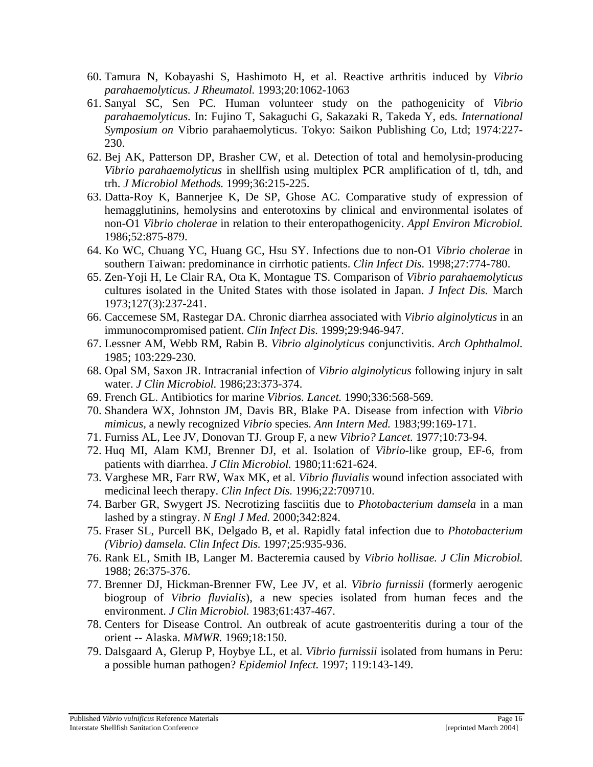60. Tamura N, Kobayashi S, Hashimoto H, et al. Reactive arthritis induced by *Vibrio parahaemolyticus. J Rheumatol.* 1993;20:1062-1063
61. Sanyal SC, Sen PC. Human volunteer study on the pathogenicity of *Vibrio parahaemolyticus*. In: Fujino T, Sakaguchi G, Sakazaki R, Takeda Y, eds. *International Symposium on* Vibrio parahaemolyticus. Tokyo: Saikon Publishing Co, Ltd; 1974:227-230.
62. Bej AK, Patterson DP, Brasher CW, et al. Detection of total and hemolysin-producing *Vibrio parahaemolyticus* in shellfish using multiplex PCR amplification of tl, tdh, and trh. *J Microbiol Methods.* 1999;36:215-225.
63. Datta-Roy K, Bannerjee K, De SP, Ghose AC. Comparative study of expression of hemagglutinins, hemolysins and enterotoxins by clinical and environmental isolates of non-O1 *Vibrio cholerae* in relation to their enteropathogenicity. *Appl Environ Microbiol.* 1986;52:875-879.
64. Ko WC, Chuang YC, Huang GC, Hsu SY. Infections due to non-O1 *Vibrio cholerae* in southern Taiwan: predominance in cirrhotic patients. *Clin Infect Dis.* 1998;27:774-780.
65. Zen-Yoji H, Le Clair RA, Ota K, Montague TS. Comparison of *Vibrio parahaemolyticus* cultures isolated in the United States with those isolated in Japan. *J Infect Dis.* March 1973;127(3):237-241.
66. Caccemese SM, Rastegar DA. Chronic diarrhea associated with *Vibrio alginolyticus* in an immunocompromised patient. *Clin Infect Dis.* 1999;29:946-947.
67. Lessner AM, Webb RM, Rabin B. *Vibrio alginolyticus* conjunctivitis. *Arch Ophthalmol.* 1985; 103:229-230.
68. Opal SM, Saxon JR. Intracranial infection of *Vibrio alginolyticus* following injury in salt water. *J Clin Microbiol.* 1986;23:373-374.
69. French GL. Antibiotics for marine *Vibrios. Lancet.* 1990;336:568-569.
70. Shandera WX, Johnston JM, Davis BR, Blake PA. Disease from infection with *Vibrio mimicus*, a newly recognized *Vibrio* species. *Ann Intern Med.* 1983;99:169-171.
71. Furniss AL, Lee JV, Donovan TJ. Group F, a new *Vibrio? Lancet.* 1977;10:73-94.
72. Huq MI, Alam KMJ, Brenner DJ, et al. Isolation of *Vibrio*-like group, EF-6, from patients with diarrhea. *J Clin Microbiol.* 1980;11:621-624.
73. Varghese MR, Farr RW, Wax MK, et al. *Vibrio fluvialis* wound infection associated with medicinal leech therapy. *Clin Infect Dis.* 1996;22:709710.
74. Barber GR, Swygert JS. Necrotizing fasciitis due to *Photobacterium damsela* in a man lashed by a stingray. *N Engl J Med.* 2000;342:824.
75. Fraser SL, Purcell BK, Delgado B, et al. Rapidly fatal infection due to *Photobacterium (Vibrio) damsela. Clin Infect Dis.* 1997;25:935-936.
76. Rank EL, Smith IB, Langer M. Bacteremia caused by *Vibrio hollisae. J Clin Microbiol.* 1988; 26:375-376.
77. Brenner DJ, Hickman-Brenner FW, Lee JV, et al. *Vibrio furnissii* (formerly aerogenic biogroup of *Vibrio fluvialis*), a new species isolated from human feces and the environment. *J Clin Microbiol.* 1983;61:437-467.
78. Centers for Disease Control. An outbreak of acute gastroenteritis during a tour of the orient -- Alaska. *MMWR.* 1969;18:150.
79. Dalsgaard A, Glerup P, Hoybye LL, et al. *Vibrio furnissii* isolated from humans in Peru: a possible human pathogen? *Epidemiol Infect.* 1997; 119:143-149.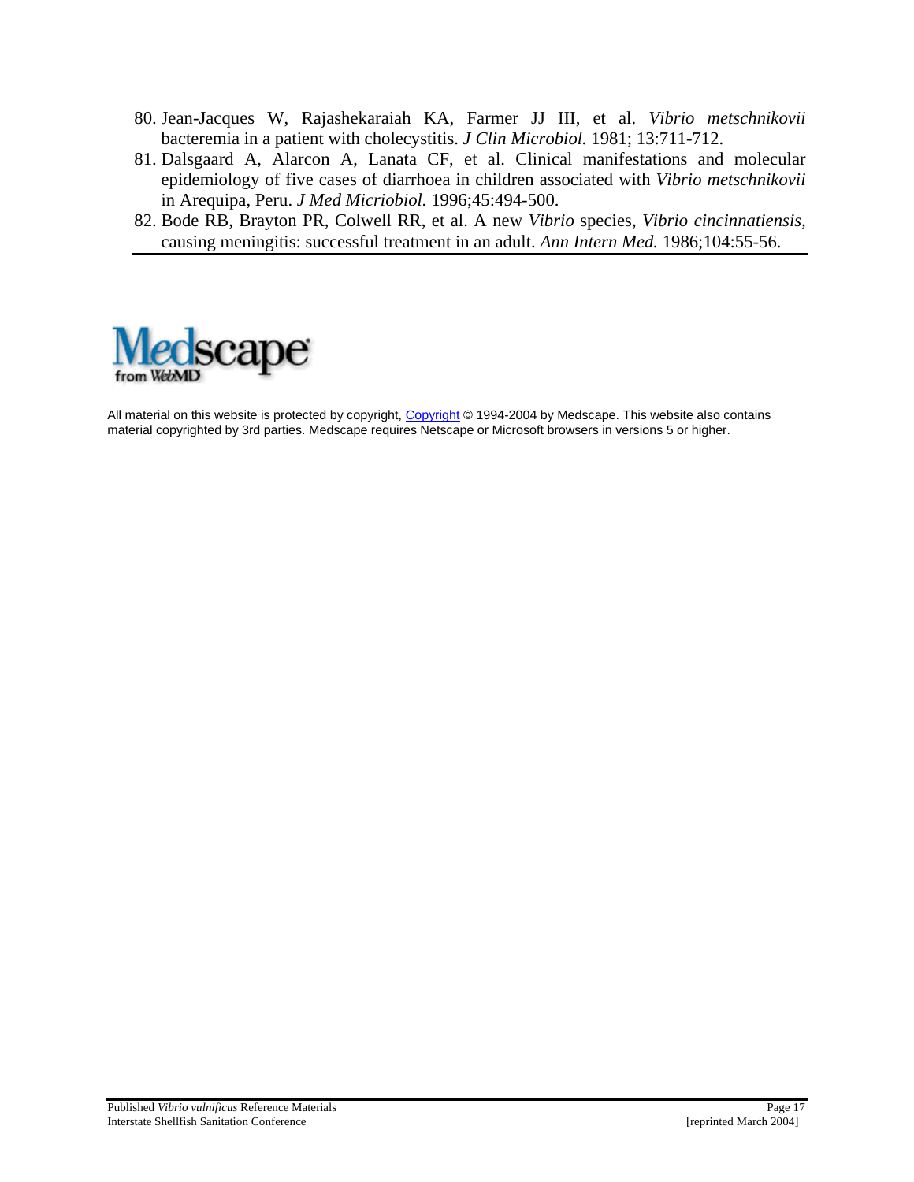80. Jean-Jacques W, Rajashekaraiah KA, Farmer JJ III, et al. *Vibrio metschnikovii* bacteremia in a patient with cholecystitis. *J Clin Microbiol.* 1981; 13:711-712.
81. Dalsgaard A, Alarcon A, Lanata CF, et al. Clinical manifestations and molecular epidemiology of five cases of diarrhoea in children associated with *Vibrio metschnikovii* in Arequipa, Peru. *J Med Micriobiol.* 1996;45:494-500.
82. Bode RB, Brayton PR, Colwell RR, et al. A new *Vibrio* species, *Vibrio cincinnatiensis*, causing meningitis: successful treatment in an adult. *Ann Intern Med.* 1986;104:55-56.

Medscape from WebMD

All material on this website is protected by copyright, Copyright © 1994-2004 by Medscape. This website also contains material copyrighted by 3rd parties. Medscape requires Netscape or Microsoft browsers in versions 5 or higher.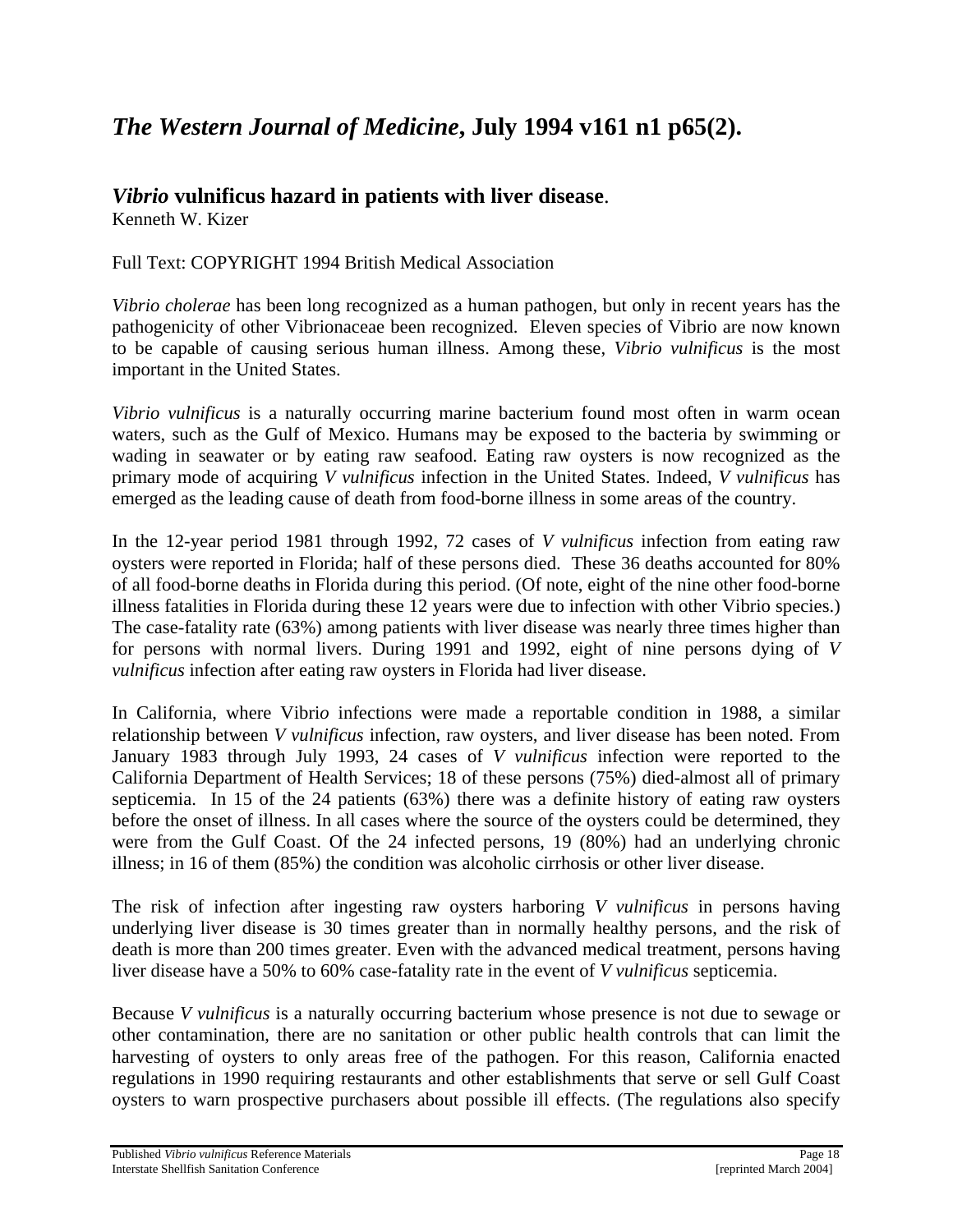# *The Western Journal of Medicine*, July 1994 v161 n1 p65(2).

## *Vibrio* vulnificus hazard in patients with liver disease.

Kenneth W. Kizer

Full Text: COPYRIGHT 1994 British Medical Association

*Vibrio cholerae* has been long recognized as a human pathogen, but only in recent years has the pathogenicity of other Vibrionaceae been recognized. Eleven species of Vibrio are now known to be capable of causing serious human illness. Among these, *Vibrio vulnificus* is the most important in the United States.

*Vibrio vulnificus* is a naturally occurring marine bacterium found most often in warm ocean waters, such as the Gulf of Mexico. Humans may be exposed to the bacteria by swimming or wading in seawater or by eating raw seafood. Eating raw oysters is now recognized as the primary mode of acquiring *V vulnificus* infection in the United States. Indeed, *V vulnificus* has emerged as the leading cause of death from food-borne illness in some areas of the country.

In the 12-year period 1981 through 1992, 72 cases of *V vulnificus* infection from eating raw oysters were reported in Florida; half of these persons died. These 36 deaths accounted for 80% of all food-borne deaths in Florida during this period. (Of note, eight of the nine other food-borne illness fatalities in Florida during these 12 years were due to infection with other Vibrio species.) The case-fatality rate (63%) among patients with liver disease was nearly three times higher than for persons with normal livers. During 1991 and 1992, eight of nine persons dying of *V vulnificus* infection after eating raw oysters in Florida had liver disease.

In California, where Vibrio infections were made a reportable condition in 1988, a similar relationship between *V vulnificus* infection, raw oysters, and liver disease has been noted. From January 1983 through July 1993, 24 cases of *V vulnificus* infection were reported to the California Department of Health Services; 18 of these persons (75%) died-almost all of primary septicemia. In 15 of the 24 patients (63%) there was a definite history of eating raw oysters before the onset of illness. In all cases where the source of the oysters could be determined, they were from the Gulf Coast. Of the 24 infected persons, 19 (80%) had an underlying chronic illness; in 16 of them (85%) the condition was alcoholic cirrhosis or other liver disease.

The risk of infection after ingesting raw oysters harboring *V vulnificus* in persons having underlying liver disease is 30 times greater than in normally healthy persons, and the risk of death is more than 200 times greater. Even with the advanced medical treatment, persons having liver disease have a 50% to 60% case-fatality rate in the event of *V vulnificus* septicemia.

Because *V vulnificus* is a naturally occurring bacterium whose presence is not due to sewage or other contamination, there are no sanitation or other public health controls that can limit the harvesting of oysters to only areas free of the pathogen. For this reason, California enacted regulations in 1990 requiring restaurants and other establishments that serve or sell Gulf Coast oysters to warn prospective purchasers about possible ill effects. (The regulations also specify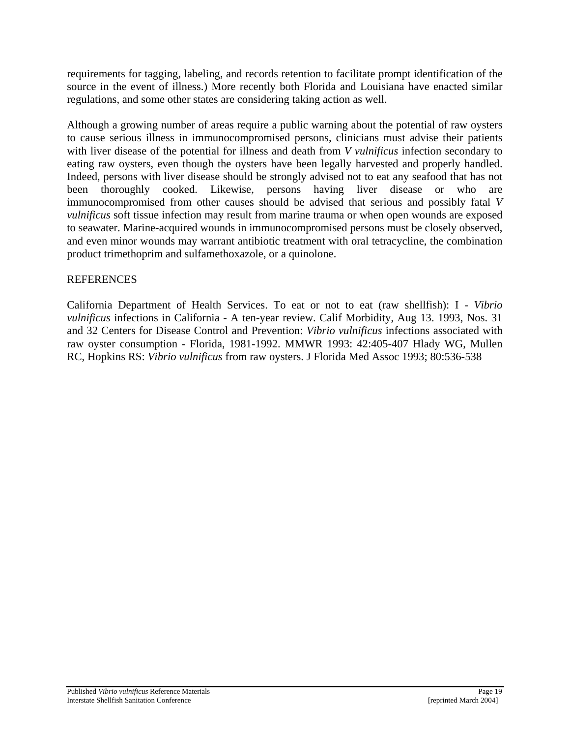requirements for tagging, labeling, and records retention to facilitate prompt identification of the source in the event of illness.) More recently both Florida and Louisiana have enacted similar regulations, and some other states are considering taking action as well.

Although a growing number of areas require a public warning about the potential of raw oysters to cause serious illness in immunocompromised persons, clinicians must advise their patients with liver disease of the potential for illness and death from *V vulnificus* infection secondary to eating raw oysters, even though the oysters have been legally harvested and properly handled. Indeed, persons with liver disease should be strongly advised not to eat any seafood that has not been thoroughly cooked. Likewise, persons having liver disease or who are immunocompromised from other causes should be advised that serious and possibly fatal *V vulnificus* soft tissue infection may result from marine trauma or when open wounds are exposed to seawater. Marine-acquired wounds in immunocompromised persons must be closely observed, and even minor wounds may warrant antibiotic treatment with oral tetracycline, the combination product trimethoprim and sulfamethoxazole, or a quinolone.

REFERENCES

California Department of Health Services. To eat or not to eat (raw shellfish): I - *Vibrio vulnificus* infections in California - A ten-year review. Calif Morbidity, Aug 13. 1993, Nos. 31 and 32 Centers for Disease Control and Prevention: *Vibrio vulnificus* infections associated with raw oyster consumption - Florida, 1981-1992. MMWR 1993: 42:405-407 Hlady WG, Mullen RC, Hopkins RS: *Vibrio vulnificus* from raw oysters. J Florida Med Assoc 1993; 80:536-538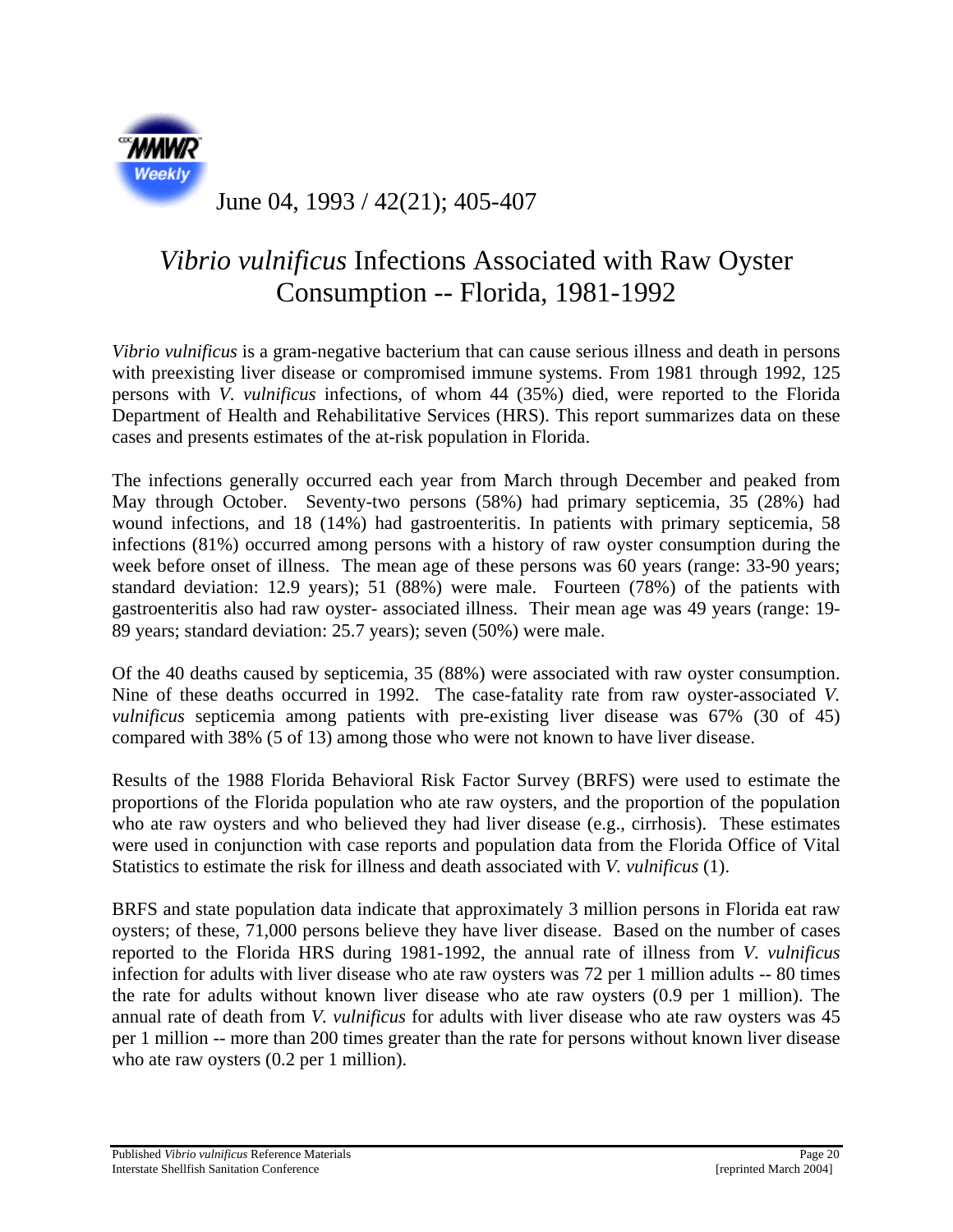June 04, 1993 / 42(21); 405-407

# *Vibrio vulnificus* Infections Associated with Raw Oyster Consumption -- Florida, 1981-1992

*Vibrio vulnificus* is a gram-negative bacterium that can cause serious illness and death in persons with preexisting liver disease or compromised immune systems. From 1981 through 1992, 125 persons with *V. vulnificus* infections, of whom 44 (35%) died, were reported to the Florida Department of Health and Rehabilitative Services (HRS). This report summarizes data on these cases and presents estimates of the at-risk population in Florida.

The infections generally occurred each year from March through December and peaked from May through October. Seventy-two persons (58%) had primary septicemia, 35 (28%) had wound infections, and 18 (14%) had gastroenteritis. In patients with primary septicemia, 58 infections (81%) occurred among persons with a history of raw oyster consumption during the week before onset of illness. The mean age of these persons was 60 years (range: 33-90 years; standard deviation: 12.9 years); 51 (88%) were male. Fourteen (78%) of the patients with gastroenteritis also had raw oyster- associated illness. Their mean age was 49 years (range: 19-89 years; standard deviation: 25.7 years); seven (50%) were male.

Of the 40 deaths caused by septicemia, 35 (88%) were associated with raw oyster consumption. Nine of these deaths occurred in 1992. The case-fatality rate from raw oyster-associated *V. vulnificus* septicemia among patients with pre-existing liver disease was 67% (30 of 45) compared with 38% (5 of 13) among those who were not known to have liver disease.

Results of the 1988 Florida Behavioral Risk Factor Survey (BRFS) were used to estimate the proportions of the Florida population who ate raw oysters, and the proportion of the population who ate raw oysters and who believed they had liver disease (e.g., cirrhosis). These estimates were used in conjunction with case reports and population data from the Florida Office of Vital Statistics to estimate the risk for illness and death associated with *V. vulnificus* (1).

BRFS and state population data indicate that approximately 3 million persons in Florida eat raw oysters; of these, 71,000 persons believe they have liver disease. Based on the number of cases reported to the Florida HRS during 1981-1992, the annual rate of illness from *V. vulnificus* infection for adults with liver disease who ate raw oysters was 72 per 1 million adults -- 80 times the rate for adults without known liver disease who ate raw oysters (0.9 per 1 million). The annual rate of death from *V. vulnificus* for adults with liver disease who ate raw oysters was 45 per 1 million -- more than 200 times greater than the rate for persons without known liver disease who ate raw oysters (0.2 per 1 million).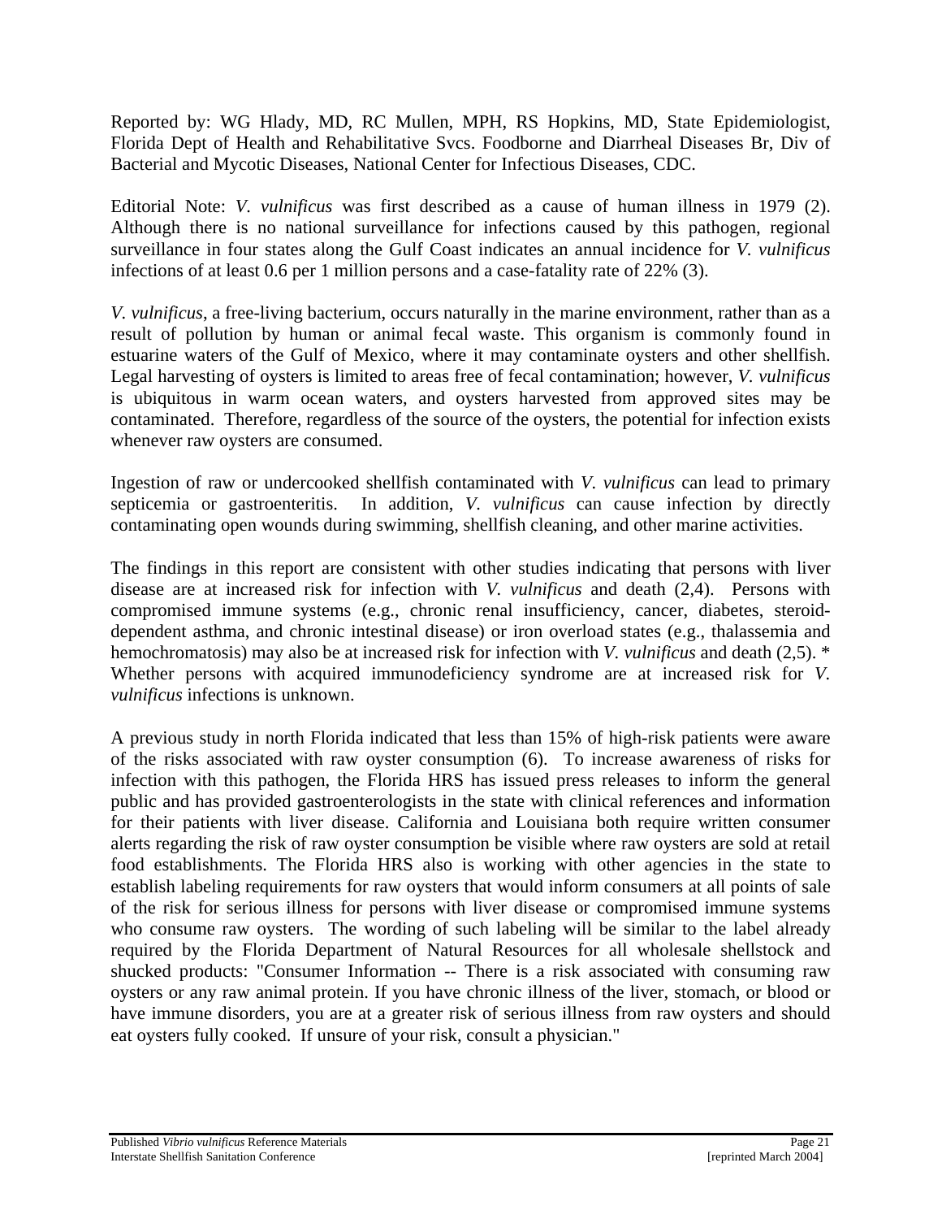Reported by: WG Hlady, MD, RC Mullen, MPH, RS Hopkins, MD, State Epidemiologist, Florida Dept of Health and Rehabilitative Svcs. Foodborne and Diarrheal Diseases Br, Div of Bacterial and Mycotic Diseases, National Center for Infectious Diseases, CDC.

Editorial Note: *V. vulnificus* was first described as a cause of human illness in 1979 (2). Although there is no national surveillance for infections caused by this pathogen, regional surveillance in four states along the Gulf Coast indicates an annual incidence for *V. vulnificus* infections of at least 0.6 per 1 million persons and a case-fatality rate of 22% (3).

*V. vulnificus*, a free-living bacterium, occurs naturally in the marine environment, rather than as a result of pollution by human or animal fecal waste. This organism is commonly found in estuarine waters of the Gulf of Mexico, where it may contaminate oysters and other shellfish. Legal harvesting of oysters is limited to areas free of fecal contamination; however, *V. vulnificus* is ubiquitous in warm ocean waters, and oysters harvested from approved sites may be contaminated. Therefore, regardless of the source of the oysters, the potential for infection exists whenever raw oysters are consumed.

Ingestion of raw or undercooked shellfish contaminated with *V. vulnificus* can lead to primary septicemia or gastroenteritis. In addition, *V. vulnificus* can cause infection by directly contaminating open wounds during swimming, shellfish cleaning, and other marine activities.

The findings in this report are consistent with other studies indicating that persons with liver disease are at increased risk for infection with *V. vulnificus* and death (2,4). Persons with compromised immune systems (e.g., chronic renal insufficiency, cancer, diabetes, steroid-dependent asthma, and chronic intestinal disease) or iron overload states (e.g., thalassemia and hemochromatosis) may also be at increased risk for infection with *V. vulnificus* and death (2,5). * Whether persons with acquired immunodeficiency syndrome are at increased risk for *V. vulnificus* infections is unknown.

A previous study in north Florida indicated that less than 15% of high-risk patients were aware of the risks associated with raw oyster consumption (6). To increase awareness of risks for infection with this pathogen, the Florida HRS has issued press releases to inform the general public and has provided gastroenterologists in the state with clinical references and information for their patients with liver disease. California and Louisiana both require written consumer alerts regarding the risk of raw oyster consumption be visible where raw oysters are sold at retail food establishments. The Florida HRS also is working with other agencies in the state to establish labeling requirements for raw oysters that would inform consumers at all points of sale of the risk for serious illness for persons with liver disease or compromised immune systems who consume raw oysters. The wording of such labeling will be similar to the label already required by the Florida Department of Natural Resources for all wholesale shellstock and shucked products: "Consumer Information -- There is a risk associated with consuming raw oysters or any raw animal protein. If you have chronic illness of the liver, stomach, or blood or have immune disorders, you are at a greater risk of serious illness from raw oysters and should eat oysters fully cooked. If unsure of your risk, consult a physician."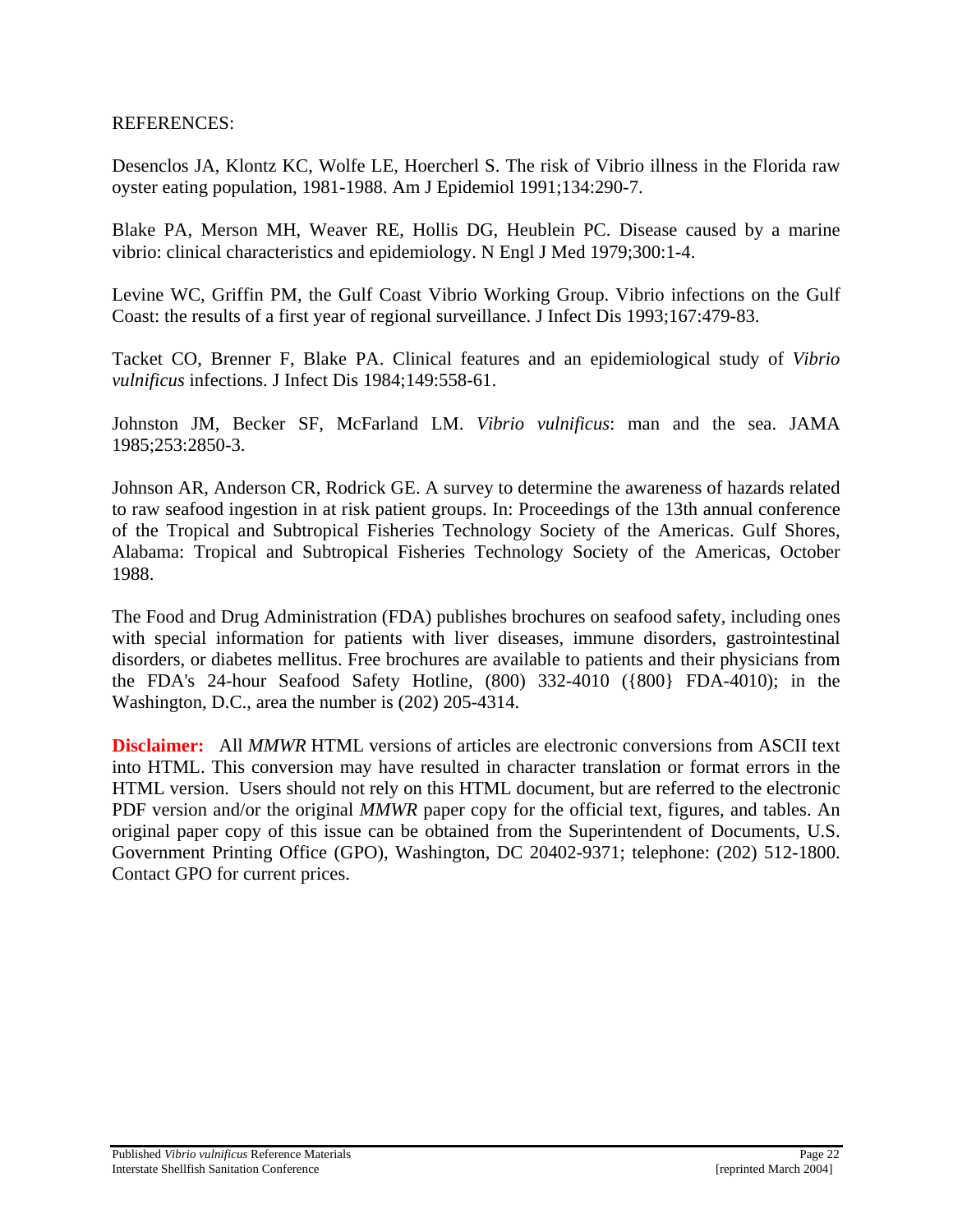REFERENCES:

Desenclos JA, Klontz KC, Wolfe LE, Hoercherl S. The risk of Vibrio illness in the Florida raw oyster eating population, 1981-1988. Am J Epidemiol 1991;134:290-7.

Blake PA, Merson MH, Weaver RE, Hollis DG, Heublein PC. Disease caused by a marine vibrio: clinical characteristics and epidemiology. N Engl J Med 1979;300:1-4.

Levine WC, Griffin PM, the Gulf Coast Vibrio Working Group. Vibrio infections on the Gulf Coast: the results of a first year of regional surveillance. J Infect Dis 1993;167:479-83.

Tacket CO, Brenner F, Blake PA. Clinical features and an epidemiological study of *Vibrio vulnificus* infections. J Infect Dis 1984;149:558-61.

Johnston JM, Becker SF, McFarland LM. *Vibrio vulnificus*: man and the sea. JAMA 1985;253:2850-3.

Johnson AR, Anderson CR, Rodrick GE. A survey to determine the awareness of hazards related to raw seafood ingestion in at risk patient groups. In: Proceedings of the 13th annual conference of the Tropical and Subtropical Fisheries Technology Society of the Americas. Gulf Shores, Alabama: Tropical and Subtropical Fisheries Technology Society of the Americas, October 1988.

The Food and Drug Administration (FDA) publishes brochures on seafood safety, including ones with special information for patients with liver diseases, immune disorders, gastrointestinal disorders, or diabetes mellitus. Free brochures are available to patients and their physicians from the FDA's 24-hour Seafood Safety Hotline, (800) 332-4010 ({800} FDA-4010); in the Washington, D.C., area the number is (202) 205-4314.

**Disclaimer:** All *MMWR* HTML versions of articles are electronic conversions from ASCII text into HTML. This conversion may have resulted in character translation or format errors in the HTML version. Users should not rely on this HTML document, but are referred to the electronic PDF version and/or the original *MMWR* paper copy for the official text, figures, and tables. An original paper copy of this issue can be obtained from the Superintendent of Documents, U.S. Government Printing Office (GPO), Washington, DC 20402-9371; telephone: (202) 512-1800. Contact GPO for current prices.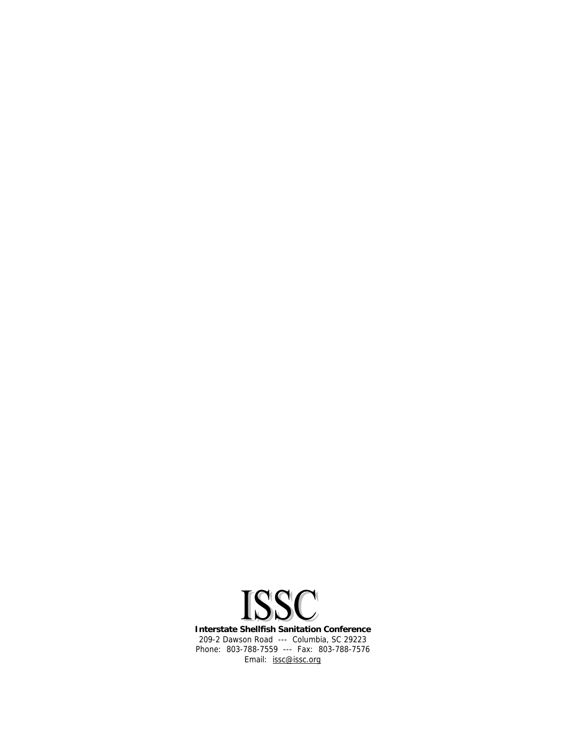ISSC

**Interstate Shellfish Sanitation Conference**

209-2 Dawson Road --- Columbia, SC 29223

Phone: 803-788-7559 --- Fax: 803-788-7576

Email: issc@issc.org